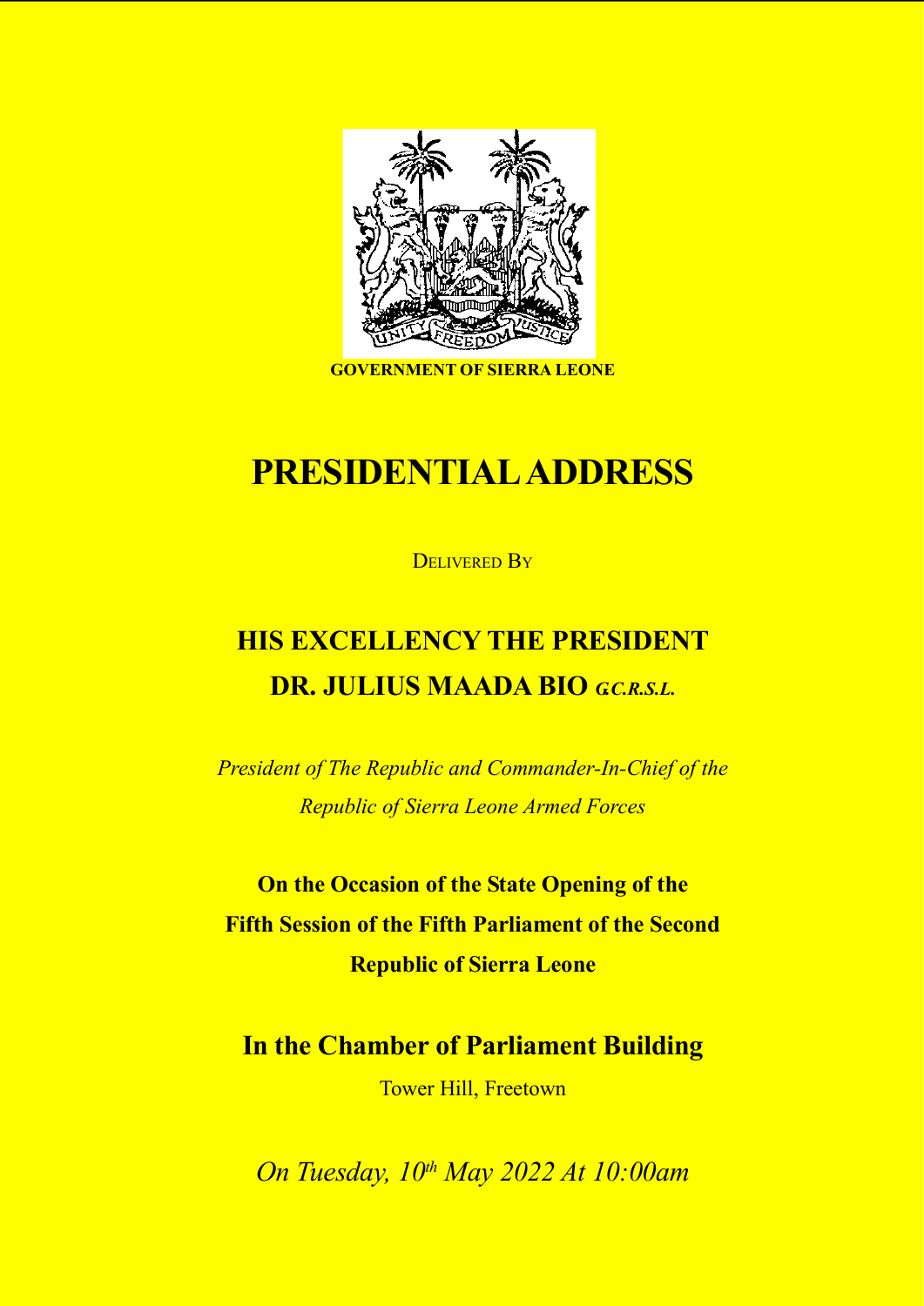**GOVERNMENT OF SIERRA LEONE**

# PRESIDENTIAL ADDRESS

DELIVERED BY

## HIS EXCELLENCY THE PRESIDENT
## DR. JULIUS MAADA BIO *G.C.R.S.L.*

*President of The Republic and Commander-In-Chief of the Republic of Sierra Leone Armed Forces*

**On the Occasion of the State Opening of the Fifth Session of the Fifth Parliament of the Second Republic of Sierra Leone**

## In the Chamber of Parliament Building

Tower Hill, Freetown

*On Tuesday, 10th May 2022 At 10:00am*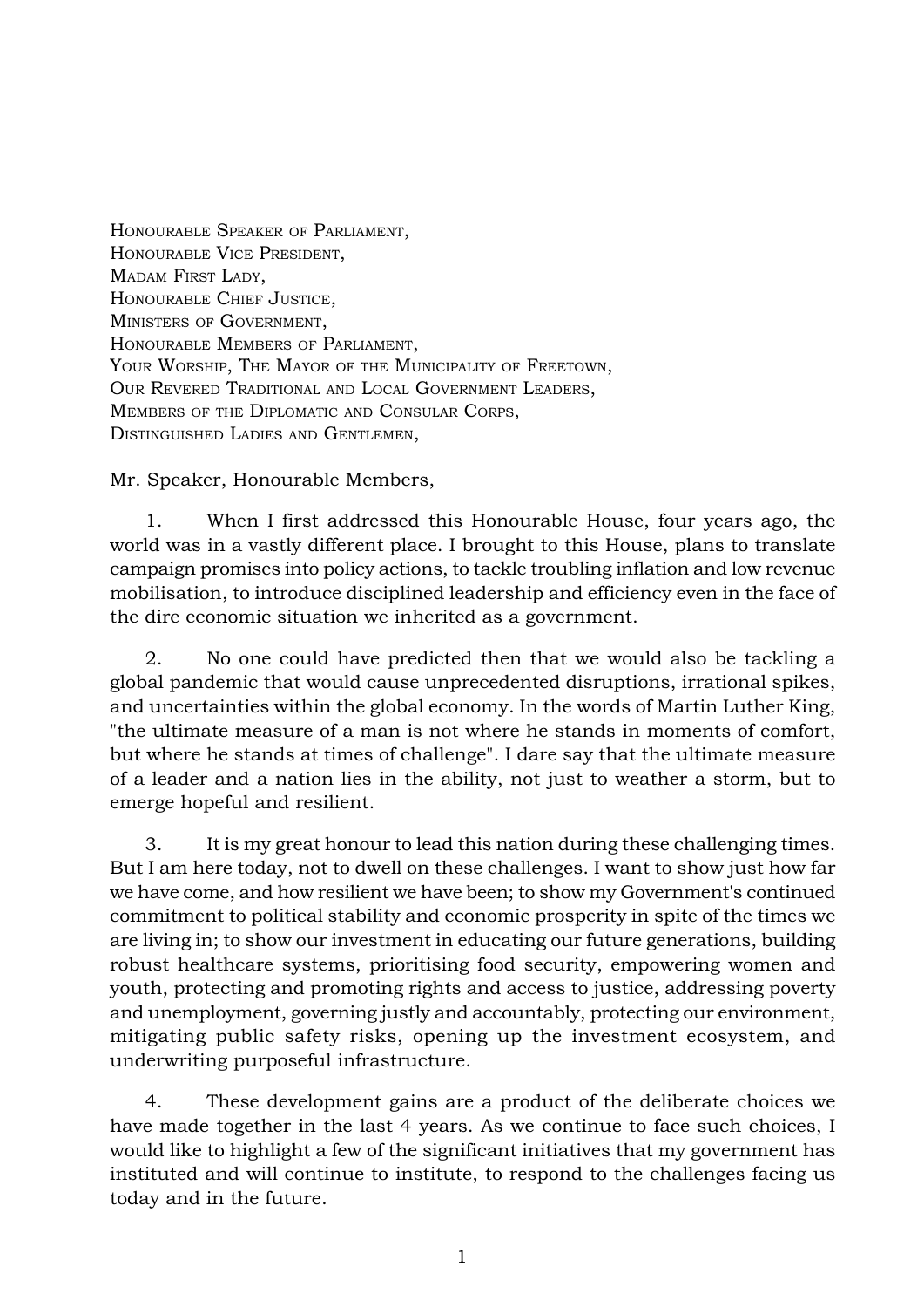Honourable Speaker of Parliament,
Honourable Vice President,
Madam First Lady,
Honourable Chief Justice,
Ministers of Government,
Honourable Members of Parliament,
Your Worship, The Mayor of the Municipality of Freetown,
Our Revered Traditional and Local Government Leaders,
Members of the Diplomatic and Consular Corps,
Distinguished Ladies and Gentlemen,

Mr. Speaker, Honourable Members,

1. When I first addressed this Honourable House, four years ago, the world was in a vastly different place. I brought to this House, plans to translate campaign promises into policy actions, to tackle troubling inflation and low revenue mobilisation, to introduce disciplined leadership and efficiency even in the face of the dire economic situation we inherited as a government.

2. No one could have predicted then that we would also be tackling a global pandemic that would cause unprecedented disruptions, irrational spikes, and uncertainties within the global economy. In the words of Martin Luther King, "the ultimate measure of a man is not where he stands in moments of comfort, but where he stands at times of challenge". I dare say that the ultimate measure of a leader and a nation lies in the ability, not just to weather a storm, but to emerge hopeful and resilient.

3. It is my great honour to lead this nation during these challenging times. But I am here today, not to dwell on these challenges. I want to show just how far we have come, and how resilient we have been; to show my Government's continued commitment to political stability and economic prosperity in spite of the times we are living in; to show our investment in educating our future generations, building robust healthcare systems, prioritising food security, empowering women and youth, protecting and promoting rights and access to justice, addressing poverty and unemployment, governing justly and accountably, protecting our environment, mitigating public safety risks, opening up the investment ecosystem, and underwriting purposeful infrastructure.

4. These development gains are a product of the deliberate choices we have made together in the last 4 years. As we continue to face such choices, I would like to highlight a few of the significant initiatives that my government has instituted and will continue to institute, to respond to the challenges facing us today and in the future.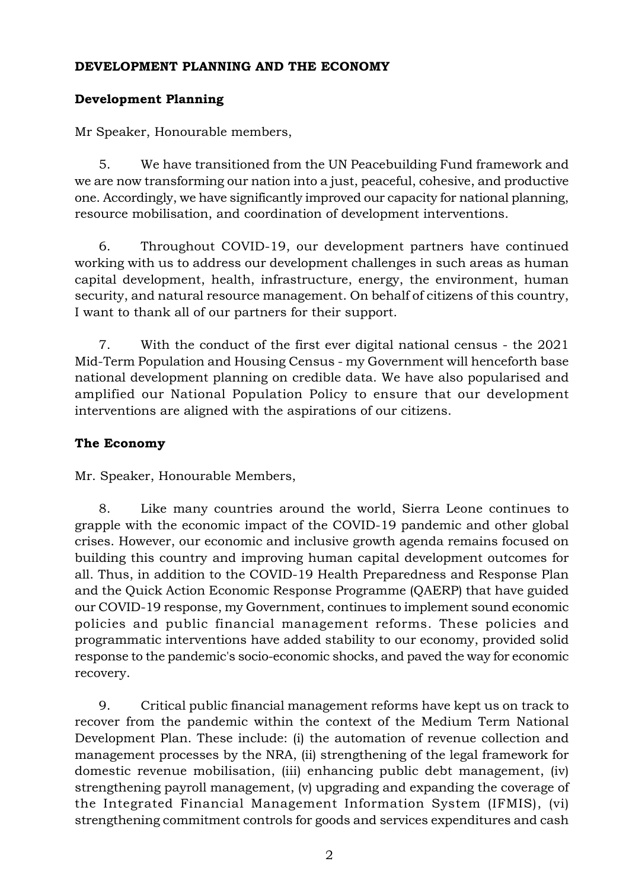## DEVELOPMENT PLANNING AND THE ECONOMY

### Development Planning

Mr Speaker, Honourable members,

5. We have transitioned from the UN Peacebuilding Fund framework and we are now transforming our nation into a just, peaceful, cohesive, and productive one. Accordingly, we have significantly improved our capacity for national planning, resource mobilisation, and coordination of development interventions.

6. Throughout COVID-19, our development partners have continued working with us to address our development challenges in such areas as human capital development, health, infrastructure, energy, the environment, human security, and natural resource management. On behalf of citizens of this country, I want to thank all of our partners for their support.

7. With the conduct of the first ever digital national census - the 2021 Mid-Term Population and Housing Census - my Government will henceforth base national development planning on credible data. We have also popularised and amplified our National Population Policy to ensure that our development interventions are aligned with the aspirations of our citizens.

### The Economy

Mr. Speaker, Honourable Members,

8. Like many countries around the world, Sierra Leone continues to grapple with the economic impact of the COVID-19 pandemic and other global crises. However, our economic and inclusive growth agenda remains focused on building this country and improving human capital development outcomes for all. Thus, in addition to the COVID-19 Health Preparedness and Response Plan and the Quick Action Economic Response Programme (QAERP) that have guided our COVID-19 response, my Government, continues to implement sound economic policies and public financial management reforms. These policies and programmatic interventions have added stability to our economy, provided solid response to the pandemic's socio-economic shocks, and paved the way for economic recovery.

9. Critical public financial management reforms have kept us on track to recover from the pandemic within the context of the Medium Term National Development Plan. These include: (i) the automation of revenue collection and management processes by the NRA, (ii) strengthening of the legal framework for domestic revenue mobilisation, (iii) enhancing public debt management, (iv) strengthening payroll management, (v) upgrading and expanding the coverage of the Integrated Financial Management Information System (IFMIS), (vi) strengthening commitment controls for goods and services expenditures and cash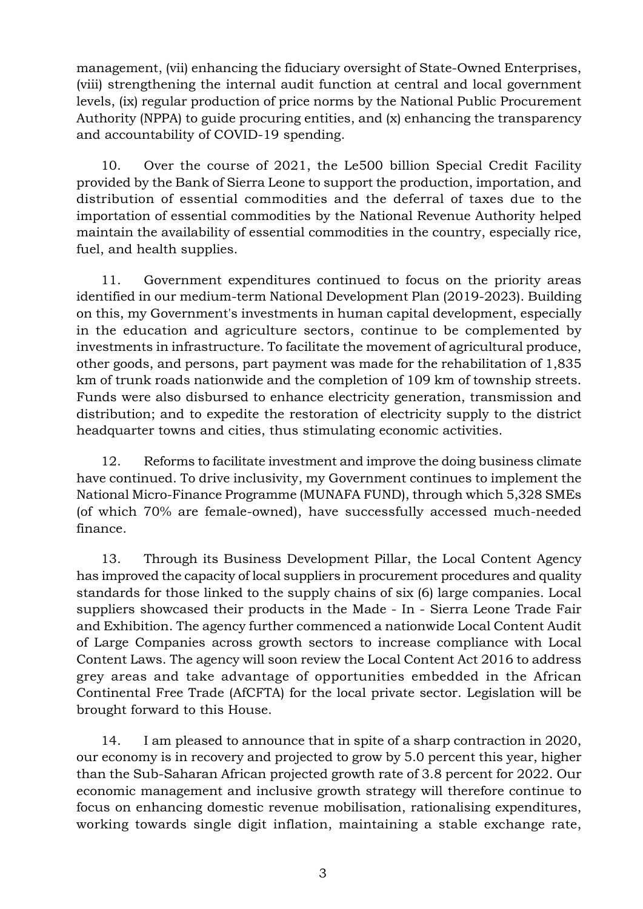management, (vii) enhancing the fiduciary oversight of State-Owned Enterprises, (viii) strengthening the internal audit function at central and local government levels, (ix) regular production of price norms by the National Public Procurement Authority (NPPA) to guide procuring entities, and (x) enhancing the transparency and accountability of COVID-19 spending.

10. Over the course of 2021, the Le500 billion Special Credit Facility provided by the Bank of Sierra Leone to support the production, importation, and distribution of essential commodities and the deferral of taxes due to the importation of essential commodities by the National Revenue Authority helped maintain the availability of essential commodities in the country, especially rice, fuel, and health supplies.

11. Government expenditures continued to focus on the priority areas identified in our medium-term National Development Plan (2019-2023). Building on this, my Government's investments in human capital development, especially in the education and agriculture sectors, continue to be complemented by investments in infrastructure. To facilitate the movement of agricultural produce, other goods, and persons, part payment was made for the rehabilitation of 1,835 km of trunk roads nationwide and the completion of 109 km of township streets. Funds were also disbursed to enhance electricity generation, transmission and distribution; and to expedite the restoration of electricity supply to the district headquarter towns and cities, thus stimulating economic activities.

12. Reforms to facilitate investment and improve the doing business climate have continued. To drive inclusivity, my Government continues to implement the National Micro-Finance Programme (MUNAFA FUND), through which 5,328 SMEs (of which 70% are female-owned), have successfully accessed much-needed finance.

13. Through its Business Development Pillar, the Local Content Agency has improved the capacity of local suppliers in procurement procedures and quality standards for those linked to the supply chains of six (6) large companies. Local suppliers showcased their products in the Made - In - Sierra Leone Trade Fair and Exhibition. The agency further commenced a nationwide Local Content Audit of Large Companies across growth sectors to increase compliance with Local Content Laws. The agency will soon review the Local Content Act 2016 to address grey areas and take advantage of opportunities embedded in the African Continental Free Trade (AfCFTA) for the local private sector. Legislation will be brought forward to this House.

14. I am pleased to announce that in spite of a sharp contraction in 2020, our economy is in recovery and projected to grow by 5.0 percent this year, higher than the Sub-Saharan African projected growth rate of 3.8 percent for 2022. Our economic management and inclusive growth strategy will therefore continue to focus on enhancing domestic revenue mobilisation, rationalising expenditures, working towards single digit inflation, maintaining a stable exchange rate,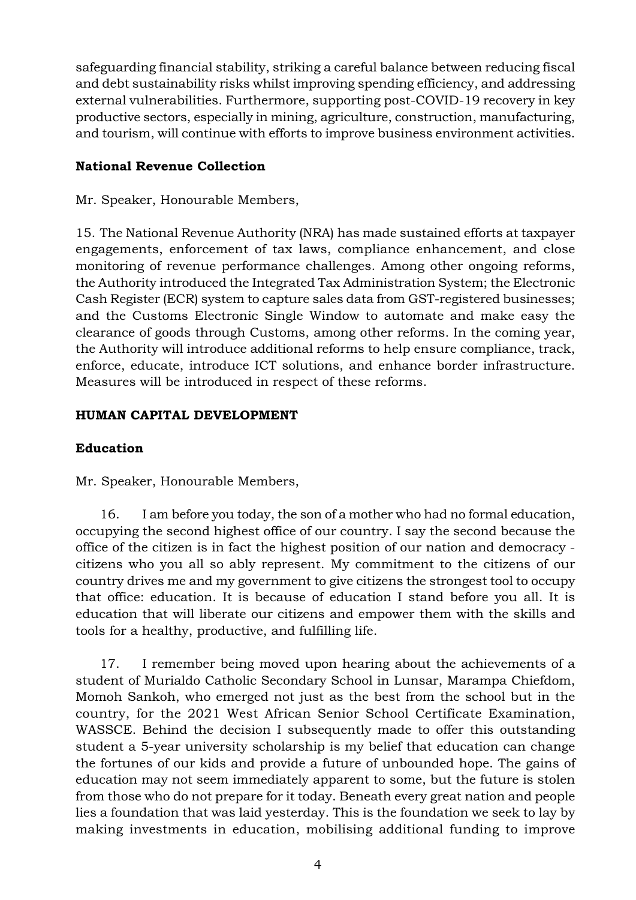safeguarding financial stability, striking a careful balance between reducing fiscal and debt sustainability risks whilst improving spending efficiency, and addressing external vulnerabilities. Furthermore, supporting post-COVID-19 recovery in key productive sectors, especially in mining, agriculture, construction, manufacturing, and tourism, will continue with efforts to improve business environment activities.

### National Revenue Collection

Mr. Speaker, Honourable Members,

15. The National Revenue Authority (NRA) has made sustained efforts at taxpayer engagements, enforcement of tax laws, compliance enhancement, and close monitoring of revenue performance challenges. Among other ongoing reforms, the Authority introduced the Integrated Tax Administration System; the Electronic Cash Register (ECR) system to capture sales data from GST-registered businesses; and the Customs Electronic Single Window to automate and make easy the clearance of goods through Customs, among other reforms. In the coming year, the Authority will introduce additional reforms to help ensure compliance, track, enforce, educate, introduce ICT solutions, and enhance border infrastructure. Measures will be introduced in respect of these reforms.

## HUMAN CAPITAL DEVELOPMENT

### Education

Mr. Speaker, Honourable Members,

16. I am before you today, the son of a mother who had no formal education, occupying the second highest office of our country. I say the second because the office of the citizen is in fact the highest position of our nation and democracy - citizens who you all so ably represent. My commitment to the citizens of our country drives me and my government to give citizens the strongest tool to occupy that office: education. It is because of education I stand before you all. It is education that will liberate our citizens and empower them with the skills and tools for a healthy, productive, and fulfilling life.

17. I remember being moved upon hearing about the achievements of a student of Murialdo Catholic Secondary School in Lunsar, Marampa Chiefdom, Momoh Sankoh, who emerged not just as the best from the school but in the country, for the 2021 West African Senior School Certificate Examination, WASSCE. Behind the decision I subsequently made to offer this outstanding student a 5-year university scholarship is my belief that education can change the fortunes of our kids and provide a future of unbounded hope. The gains of education may not seem immediately apparent to some, but the future is stolen from those who do not prepare for it today. Beneath every great nation and people lies a foundation that was laid yesterday. This is the foundation we seek to lay by making investments in education, mobilising additional funding to improve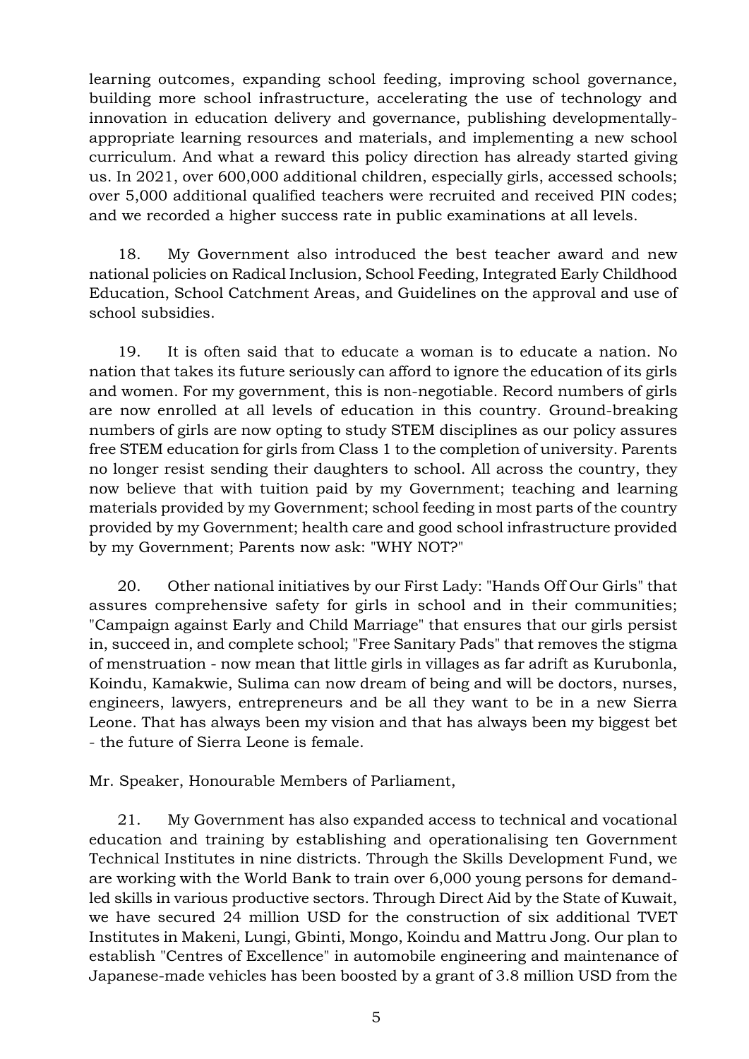learning outcomes, expanding school feeding, improving school governance, building more school infrastructure, accelerating the use of technology and innovation in education delivery and governance, publishing developmentally-appropriate learning resources and materials, and implementing a new school curriculum. And what a reward this policy direction has already started giving us. In 2021, over 600,000 additional children, especially girls, accessed schools; over 5,000 additional qualified teachers were recruited and received PIN codes; and we recorded a higher success rate in public examinations at all levels.

18. My Government also introduced the best teacher award and new national policies on Radical Inclusion, School Feeding, Integrated Early Childhood Education, School Catchment Areas, and Guidelines on the approval and use of school subsidies.

19. It is often said that to educate a woman is to educate a nation. No nation that takes its future seriously can afford to ignore the education of its girls and women. For my government, this is non-negotiable. Record numbers of girls are now enrolled at all levels of education in this country. Ground-breaking numbers of girls are now opting to study STEM disciplines as our policy assures free STEM education for girls from Class 1 to the completion of university. Parents no longer resist sending their daughters to school. All across the country, they now believe that with tuition paid by my Government; teaching and learning materials provided by my Government; school feeding in most parts of the country provided by my Government; health care and good school infrastructure provided by my Government; Parents now ask: "WHY NOT?"

20. Other national initiatives by our First Lady: "Hands Off Our Girls" that assures comprehensive safety for girls in school and in their communities; "Campaign against Early and Child Marriage" that ensures that our girls persist in, succeed in, and complete school; "Free Sanitary Pads" that removes the stigma of menstruation - now mean that little girls in villages as far adrift as Kurubonla, Koindu, Kamakwie, Sulima can now dream of being and will be doctors, nurses, engineers, lawyers, entrepreneurs and be all they want to be in a new Sierra Leone. That has always been my vision and that has always been my biggest bet - the future of Sierra Leone is female.

Mr. Speaker, Honourable Members of Parliament,

21. My Government has also expanded access to technical and vocational education and training by establishing and operationalising ten Government Technical Institutes in nine districts. Through the Skills Development Fund, we are working with the World Bank to train over 6,000 young persons for demand-led skills in various productive sectors. Through Direct Aid by the State of Kuwait, we have secured 24 million USD for the construction of six additional TVET Institutes in Makeni, Lungi, Gbinti, Mongo, Koindu and Mattru Jong. Our plan to establish "Centres of Excellence" in automobile engineering and maintenance of Japanese-made vehicles has been boosted by a grant of 3.8 million USD from the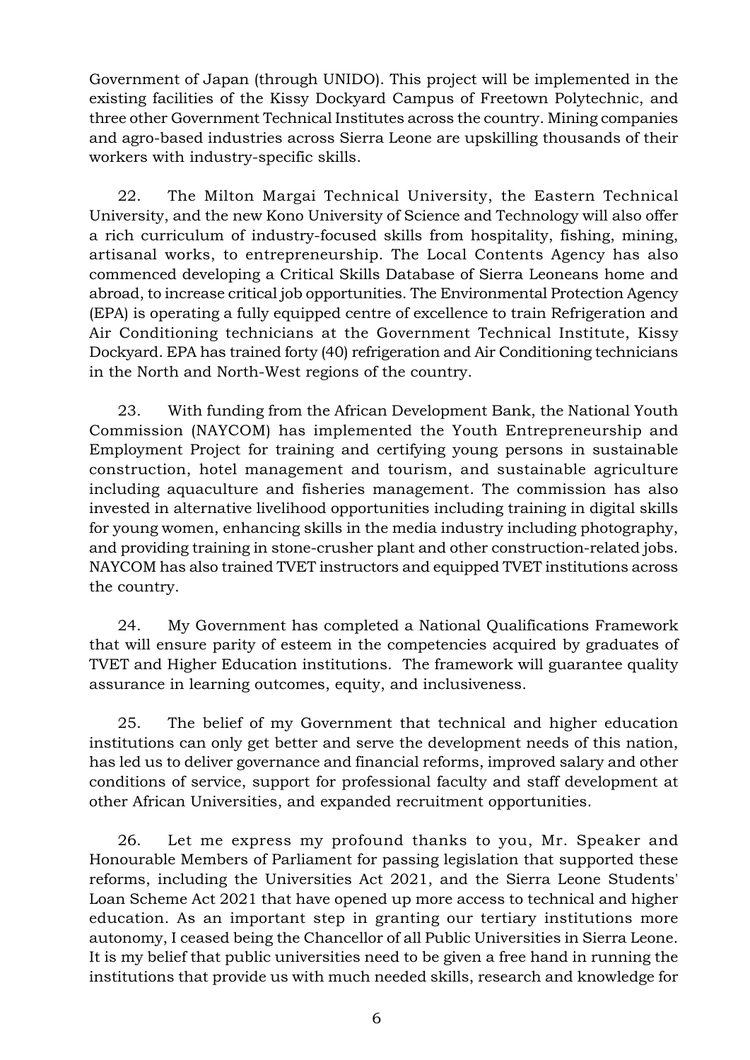Government of Japan (through UNIDO). This project will be implemented in the existing facilities of the Kissy Dockyard Campus of Freetown Polytechnic, and three other Government Technical Institutes across the country. Mining companies and agro-based industries across Sierra Leone are upskilling thousands of their workers with industry-specific skills.

22. The Milton Margai Technical University, the Eastern Technical University, and the new Kono University of Science and Technology will also offer a rich curriculum of industry-focused skills from hospitality, fishing, mining, artisanal works, to entrepreneurship. The Local Contents Agency has also commenced developing a Critical Skills Database of Sierra Leoneans home and abroad, to increase critical job opportunities. The Environmental Protection Agency (EPA) is operating a fully equipped centre of excellence to train Refrigeration and Air Conditioning technicians at the Government Technical Institute, Kissy Dockyard. EPA has trained forty (40) refrigeration and Air Conditioning technicians in the North and North-West regions of the country.

23. With funding from the African Development Bank, the National Youth Commission (NAYCOM) has implemented the Youth Entrepreneurship and Employment Project for training and certifying young persons in sustainable construction, hotel management and tourism, and sustainable agriculture including aquaculture and fisheries management. The commission has also invested in alternative livelihood opportunities including training in digital skills for young women, enhancing skills in the media industry including photography, and providing training in stone-crusher plant and other construction-related jobs. NAYCOM has also trained TVET instructors and equipped TVET institutions across the country.

24. My Government has completed a National Qualifications Framework that will ensure parity of esteem in the competencies acquired by graduates of TVET and Higher Education institutions. The framework will guarantee quality assurance in learning outcomes, equity, and inclusiveness.

25. The belief of my Government that technical and higher education institutions can only get better and serve the development needs of this nation, has led us to deliver governance and financial reforms, improved salary and other conditions of service, support for professional faculty and staff development at other African Universities, and expanded recruitment opportunities.

26. Let me express my profound thanks to you, Mr. Speaker and Honourable Members of Parliament for passing legislation that supported these reforms, including the Universities Act 2021, and the Sierra Leone Students' Loan Scheme Act 2021 that have opened up more access to technical and higher education. As an important step in granting our tertiary institutions more autonomy, I ceased being the Chancellor of all Public Universities in Sierra Leone. It is my belief that public universities need to be given a free hand in running the institutions that provide us with much needed skills, research and knowledge for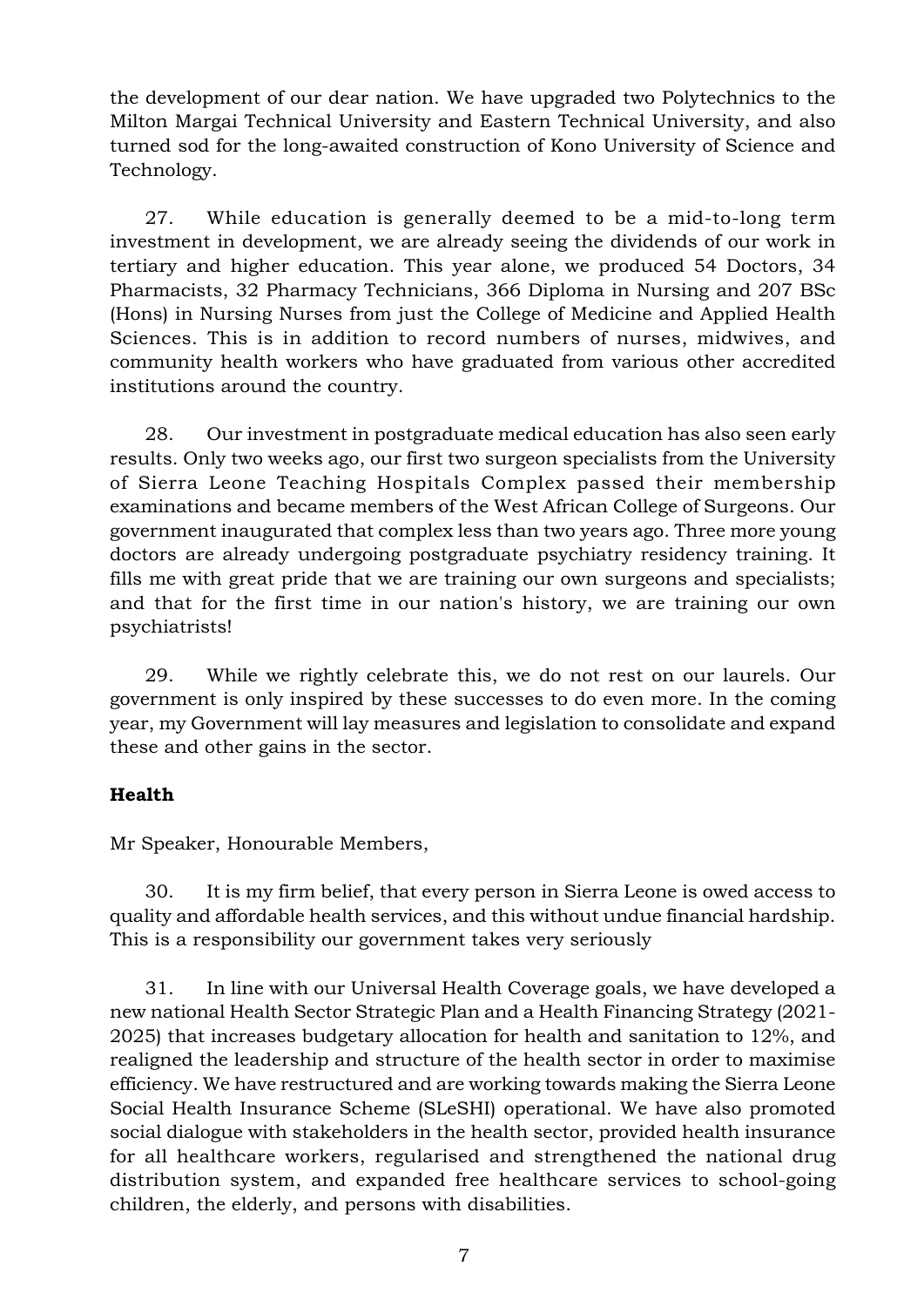the development of our dear nation. We have upgraded two Polytechnics to the Milton Margai Technical University and Eastern Technical University, and also turned sod for the long-awaited construction of Kono University of Science and Technology.

27. While education is generally deemed to be a mid-to-long term investment in development, we are already seeing the dividends of our work in tertiary and higher education. This year alone, we produced 54 Doctors, 34 Pharmacists, 32 Pharmacy Technicians, 366 Diploma in Nursing and 207 BSc (Hons) in Nursing Nurses from just the College of Medicine and Applied Health Sciences. This is in addition to record numbers of nurses, midwives, and community health workers who have graduated from various other accredited institutions around the country.

28. Our investment in postgraduate medical education has also seen early results. Only two weeks ago, our first two surgeon specialists from the University of Sierra Leone Teaching Hospitals Complex passed their membership examinations and became members of the West African College of Surgeons. Our government inaugurated that complex less than two years ago. Three more young doctors are already undergoing postgraduate psychiatry residency training. It fills me with great pride that we are training our own surgeons and specialists; and that for the first time in our nation's history, we are training our own psychiatrists!

29. While we rightly celebrate this, we do not rest on our laurels. Our government is only inspired by these successes to do even more. In the coming year, my Government will lay measures and legislation to consolidate and expand these and other gains in the sector.

**Health**

Mr Speaker, Honourable Members,

30. It is my firm belief, that every person in Sierra Leone is owed access to quality and affordable health services, and this without undue financial hardship. This is a responsibility our government takes very seriously

31. In line with our Universal Health Coverage goals, we have developed a new national Health Sector Strategic Plan and a Health Financing Strategy (2021-2025) that increases budgetary allocation for health and sanitation to 12%, and realigned the leadership and structure of the health sector in order to maximise efficiency. We have restructured and are working towards making the Sierra Leone Social Health Insurance Scheme (SLeSHI) operational. We have also promoted social dialogue with stakeholders in the health sector, provided health insurance for all healthcare workers, regularised and strengthened the national drug distribution system, and expanded free healthcare services to school-going children, the elderly, and persons with disabilities.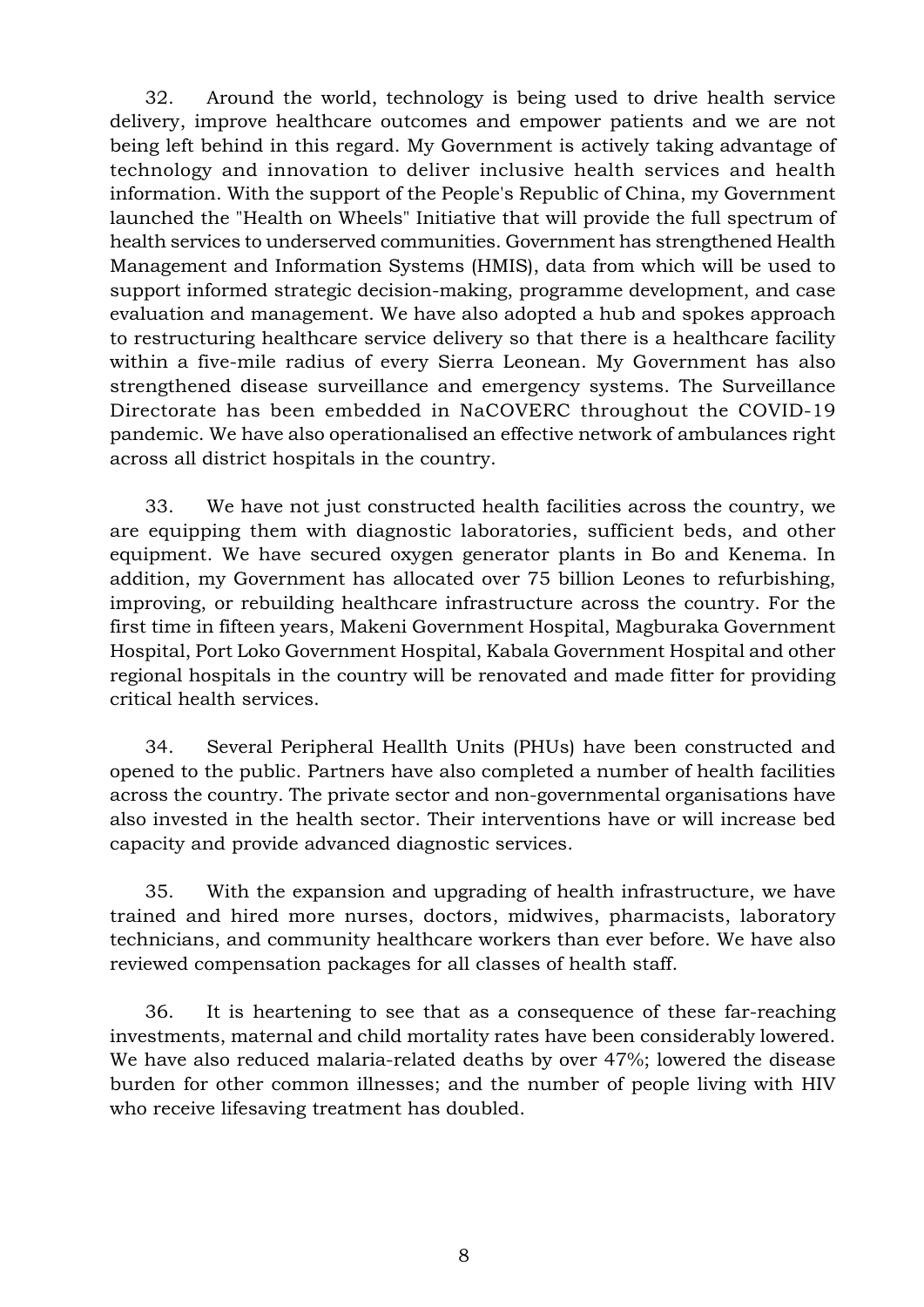32. Around the world, technology is being used to drive health service delivery, improve healthcare outcomes and empower patients and we are not being left behind in this regard. My Government is actively taking advantage of technology and innovation to deliver inclusive health services and health information. With the support of the People's Republic of China, my Government launched the "Health on Wheels" Initiative that will provide the full spectrum of health services to underserved communities. Government has strengthened Health Management and Information Systems (HMIS), data from which will be used to support informed strategic decision-making, programme development, and case evaluation and management. We have also adopted a hub and spokes approach to restructuring healthcare service delivery so that there is a healthcare facility within a five-mile radius of every Sierra Leonean. My Government has also strengthened disease surveillance and emergency systems. The Surveillance Directorate has been embedded in NaCOVERC throughout the COVID-19 pandemic. We have also operationalised an effective network of ambulances right across all district hospitals in the country.

33. We have not just constructed health facilities across the country, we are equipping them with diagnostic laboratories, sufficient beds, and other equipment. We have secured oxygen generator plants in Bo and Kenema. In addition, my Government has allocated over 75 billion Leones to refurbishing, improving, or rebuilding healthcare infrastructure across the country. For the first time in fifteen years, Makeni Government Hospital, Magburaka Government Hospital, Port Loko Government Hospital, Kabala Government Hospital and other regional hospitals in the country will be renovated and made fitter for providing critical health services.

34. Several Peripheral Heallth Units (PHUs) have been constructed and opened to the public. Partners have also completed a number of health facilities across the country. The private sector and non-governmental organisations have also invested in the health sector. Their interventions have or will increase bed capacity and provide advanced diagnostic services.

35. With the expansion and upgrading of health infrastructure, we have trained and hired more nurses, doctors, midwives, pharmacists, laboratory technicians, and community healthcare workers than ever before. We have also reviewed compensation packages for all classes of health staff.

36. It is heartening to see that as a consequence of these far-reaching investments, maternal and child mortality rates have been considerably lowered. We have also reduced malaria-related deaths by over 47%; lowered the disease burden for other common illnesses; and the number of people living with HIV who receive lifesaving treatment has doubled.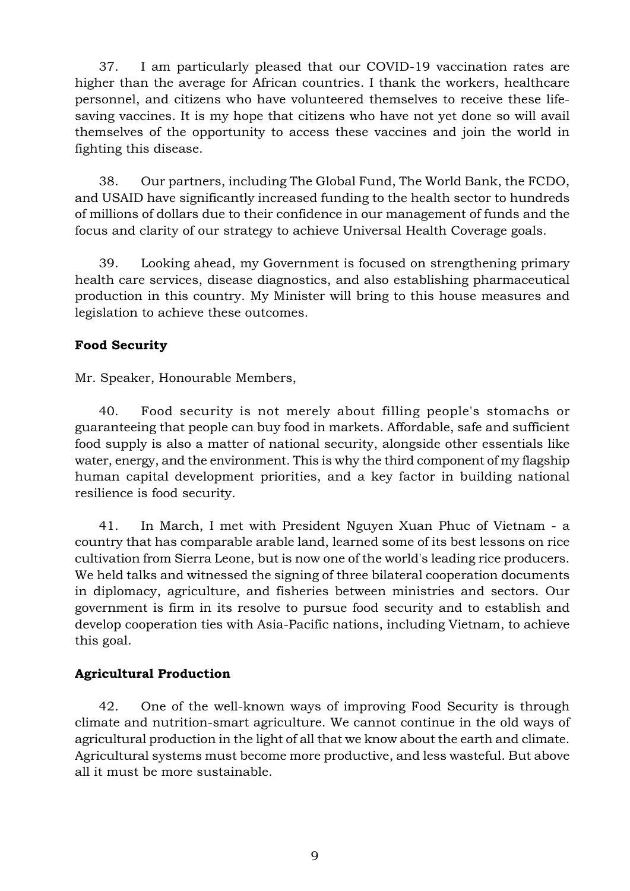37. I am particularly pleased that our COVID-19 vaccination rates are higher than the average for African countries. I thank the workers, healthcare personnel, and citizens who have volunteered themselves to receive these life-saving vaccines. It is my hope that citizens who have not yet done so will avail themselves of the opportunity to access these vaccines and join the world in fighting this disease.

38. Our partners, including The Global Fund, The World Bank, the FCDO, and USAID have significantly increased funding to the health sector to hundreds of millions of dollars due to their confidence in our management of funds and the focus and clarity of our strategy to achieve Universal Health Coverage goals.

39. Looking ahead, my Government is focused on strengthening primary health care services, disease diagnostics, and also establishing pharmaceutical production in this country. My Minister will bring to this house measures and legislation to achieve these outcomes.

**Food Security**

Mr. Speaker, Honourable Members,

40. Food security is not merely about filling people's stomachs or guaranteeing that people can buy food in markets. Affordable, safe and sufficient food supply is also a matter of national security, alongside other essentials like water, energy, and the environment. This is why the third component of my flagship human capital development priorities, and a key factor in building national resilience is food security.

41. In March, I met with President Nguyen Xuan Phuc of Vietnam - a country that has comparable arable land, learned some of its best lessons on rice cultivation from Sierra Leone, but is now one of the world's leading rice producers. We held talks and witnessed the signing of three bilateral cooperation documents in diplomacy, agriculture, and fisheries between ministries and sectors. Our government is firm in its resolve to pursue food security and to establish and develop cooperation ties with Asia-Pacific nations, including Vietnam, to achieve this goal.

**Agricultural Production**

42. One of the well-known ways of improving Food Security is through climate and nutrition-smart agriculture. We cannot continue in the old ways of agricultural production in the light of all that we know about the earth and climate. Agricultural systems must become more productive, and less wasteful. But above all it must be more sustainable.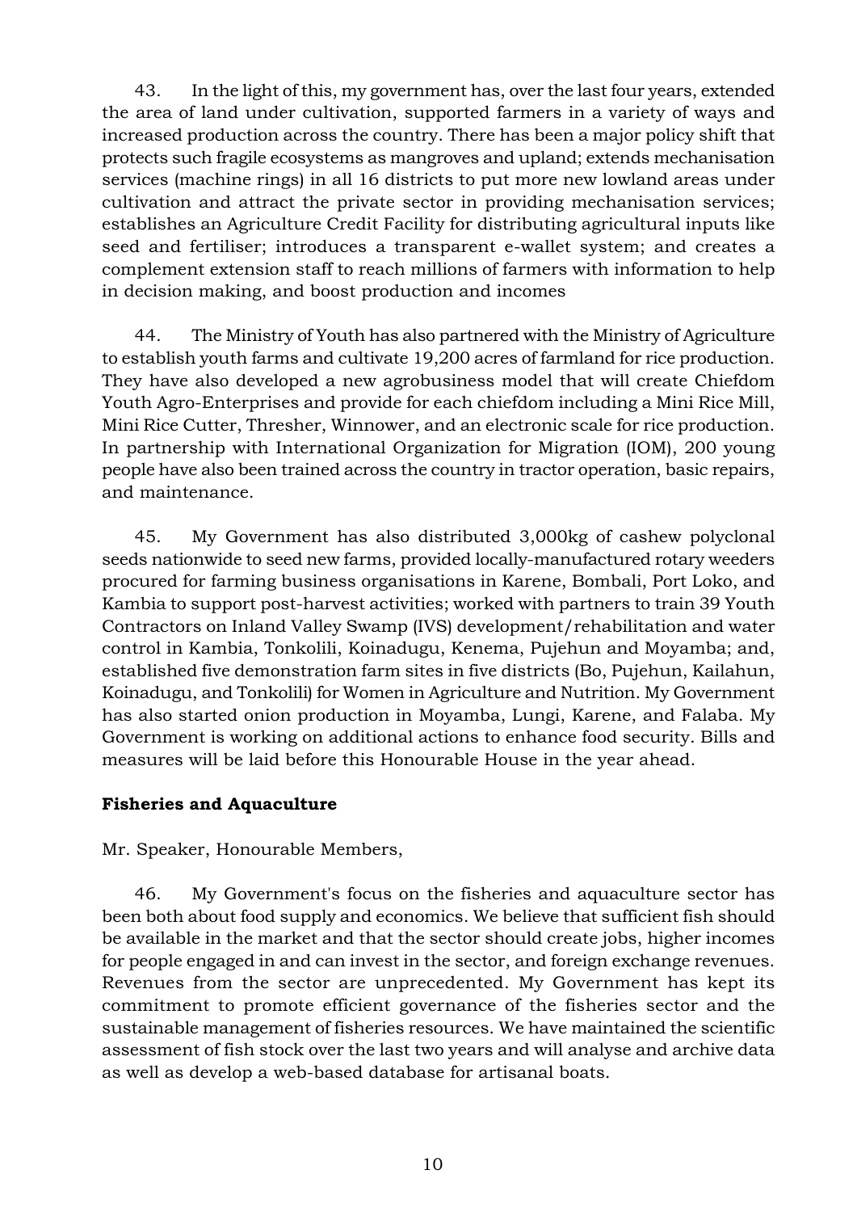43. In the light of this, my government has, over the last four years, extended the area of land under cultivation, supported farmers in a variety of ways and increased production across the country. There has been a major policy shift that protects such fragile ecosystems as mangroves and upland; extends mechanisation services (machine rings) in all 16 districts to put more new lowland areas under cultivation and attract the private sector in providing mechanisation services; establishes an Agriculture Credit Facility for distributing agricultural inputs like seed and fertiliser; introduces a transparent e-wallet system; and creates a complement extension staff to reach millions of farmers with information to help in decision making, and boost production and incomes

44. The Ministry of Youth has also partnered with the Ministry of Agriculture to establish youth farms and cultivate 19,200 acres of farmland for rice production. They have also developed a new agrobusiness model that will create Chiefdom Youth Agro-Enterprises and provide for each chiefdom including a Mini Rice Mill, Mini Rice Cutter, Thresher, Winnower, and an electronic scale for rice production. In partnership with International Organization for Migration (IOM), 200 young people have also been trained across the country in tractor operation, basic repairs, and maintenance.

45. My Government has also distributed 3,000kg of cashew polyclonal seeds nationwide to seed new farms, provided locally-manufactured rotary weeders procured for farming business organisations in Karene, Bombali, Port Loko, and Kambia to support post-harvest activities; worked with partners to train 39 Youth Contractors on Inland Valley Swamp (IVS) development/rehabilitation and water control in Kambia, Tonkolili, Koinadugu, Kenema, Pujehun and Moyamba; and, established five demonstration farm sites in five districts (Bo, Pujehun, Kailahun, Koinadugu, and Tonkolili) for Women in Agriculture and Nutrition. My Government has also started onion production in Moyamba, Lungi, Karene, and Falaba. My Government is working on additional actions to enhance food security. Bills and measures will be laid before this Honourable House in the year ahead.

**Fisheries and Aquaculture**

Mr. Speaker, Honourable Members,

46. My Government's focus on the fisheries and aquaculture sector has been both about food supply and economics. We believe that sufficient fish should be available in the market and that the sector should create jobs, higher incomes for people engaged in and can invest in the sector, and foreign exchange revenues. Revenues from the sector are unprecedented. My Government has kept its commitment to promote efficient governance of the fisheries sector and the sustainable management of fisheries resources. We have maintained the scientific assessment of fish stock over the last two years and will analyse and archive data as well as develop a web-based database for artisanal boats.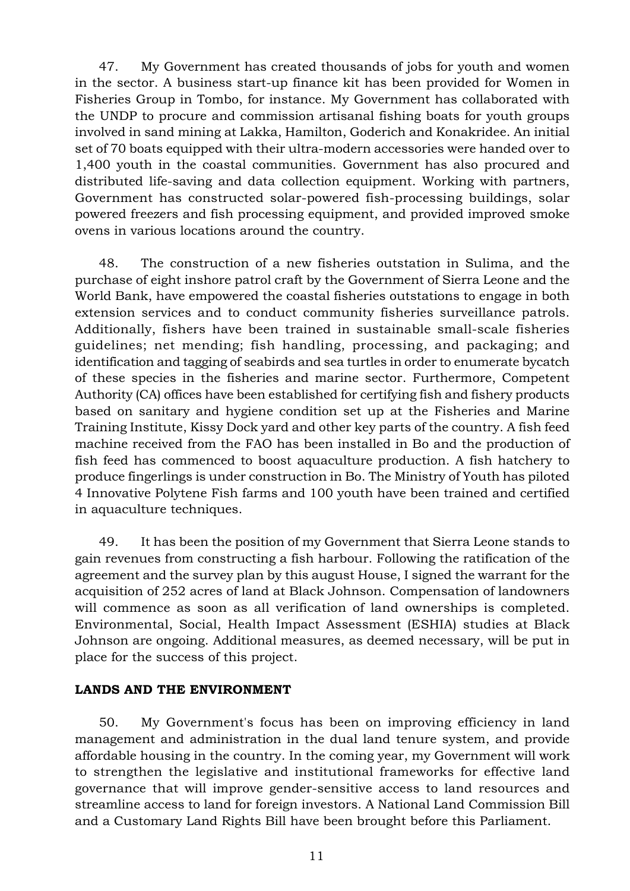47. My Government has created thousands of jobs for youth and women in the sector. A business start-up finance kit has been provided for Women in Fisheries Group in Tombo, for instance. My Government has collaborated with the UNDP to procure and commission artisanal fishing boats for youth groups involved in sand mining at Lakka, Hamilton, Goderich and Konakridee. An initial set of 70 boats equipped with their ultra-modern accessories were handed over to 1,400 youth in the coastal communities. Government has also procured and distributed life-saving and data collection equipment. Working with partners, Government has constructed solar-powered fish-processing buildings, solar powered freezers and fish processing equipment, and provided improved smoke ovens in various locations around the country.

48. The construction of a new fisheries outstation in Sulima, and the purchase of eight inshore patrol craft by the Government of Sierra Leone and the World Bank, have empowered the coastal fisheries outstations to engage in both extension services and to conduct community fisheries surveillance patrols. Additionally, fishers have been trained in sustainable small-scale fisheries guidelines; net mending; fish handling, processing, and packaging; and identification and tagging of seabirds and sea turtles in order to enumerate bycatch of these species in the fisheries and marine sector. Furthermore, Competent Authority (CA) offices have been established for certifying fish and fishery products based on sanitary and hygiene condition set up at the Fisheries and Marine Training Institute, Kissy Dock yard and other key parts of the country. A fish feed machine received from the FAO has been installed in Bo and the production of fish feed has commenced to boost aquaculture production. A fish hatchery to produce fingerlings is under construction in Bo. The Ministry of Youth has piloted 4 Innovative Polytene Fish farms and 100 youth have been trained and certified in aquaculture techniques.

49. It has been the position of my Government that Sierra Leone stands to gain revenues from constructing a fish harbour. Following the ratification of the agreement and the survey plan by this august House, I signed the warrant for the acquisition of 252 acres of land at Black Johnson. Compensation of landowners will commence as soon as all verification of land ownerships is completed. Environmental, Social, Health Impact Assessment (ESHIA) studies at Black Johnson are ongoing. Additional measures, as deemed necessary, will be put in place for the success of this project.

## LANDS AND THE ENVIRONMENT

50. My Government's focus has been on improving efficiency in land management and administration in the dual land tenure system, and provide affordable housing in the country. In the coming year, my Government will work to strengthen the legislative and institutional frameworks for effective land governance that will improve gender-sensitive access to land resources and streamline access to land for foreign investors. A National Land Commission Bill and a Customary Land Rights Bill have been brought before this Parliament.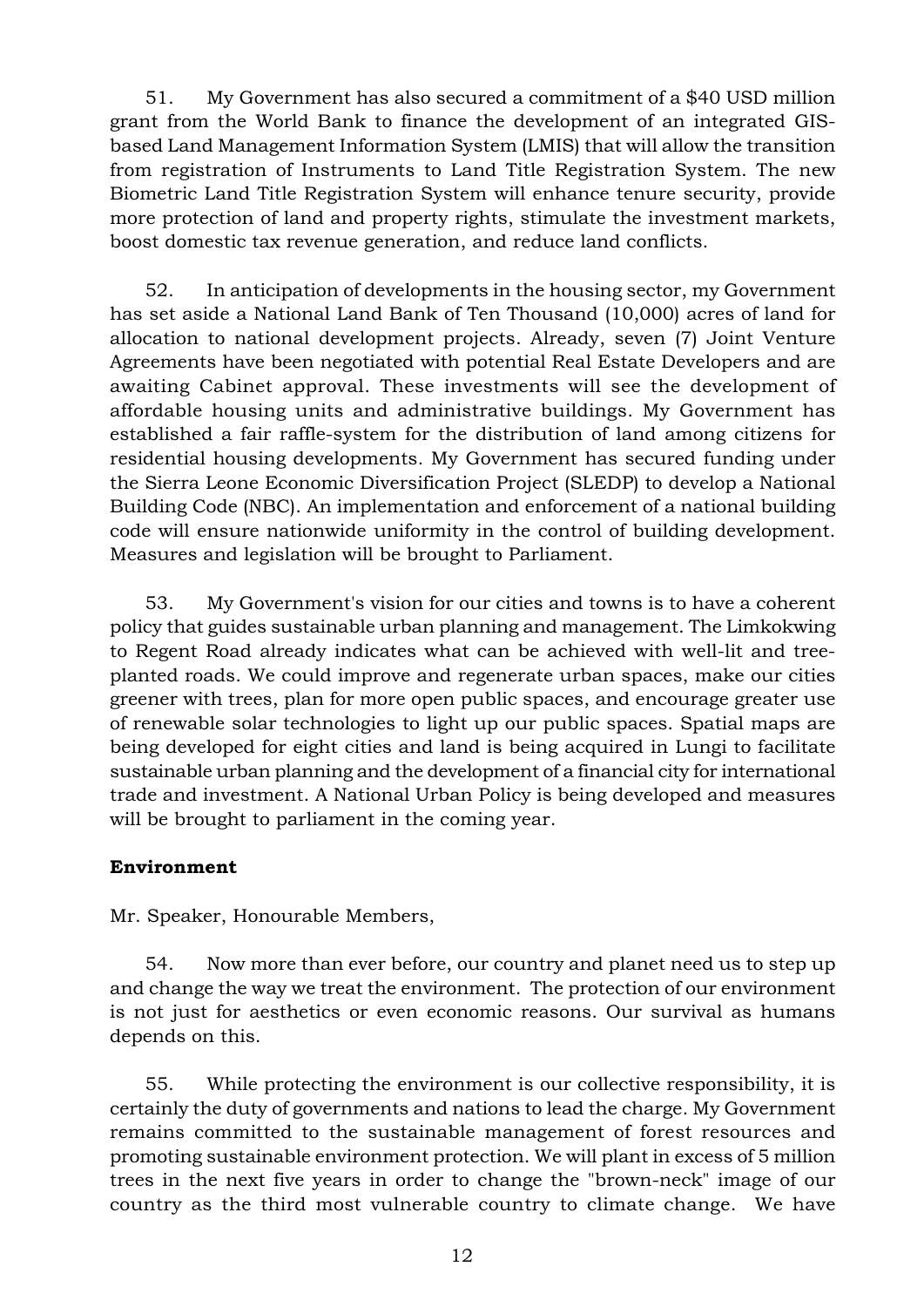51. My Government has also secured a commitment of a $40 USD million grant from the World Bank to finance the development of an integrated GIS-based Land Management Information System (LMIS) that will allow the transition from registration of Instruments to Land Title Registration System. The new Biometric Land Title Registration System will enhance tenure security, provide more protection of land and property rights, stimulate the investment markets, boost domestic tax revenue generation, and reduce land conflicts.

52. In anticipation of developments in the housing sector, my Government has set aside a National Land Bank of Ten Thousand (10,000) acres of land for allocation to national development projects. Already, seven (7) Joint Venture Agreements have been negotiated with potential Real Estate Developers and are awaiting Cabinet approval. These investments will see the development of affordable housing units and administrative buildings. My Government has established a fair raffle-system for the distribution of land among citizens for residential housing developments. My Government has secured funding under the Sierra Leone Economic Diversification Project (SLEDP) to develop a National Building Code (NBC). An implementation and enforcement of a national building code will ensure nationwide uniformity in the control of building development. Measures and legislation will be brought to Parliament.

53. My Government's vision for our cities and towns is to have a coherent policy that guides sustainable urban planning and management. The Limkokwing to Regent Road already indicates what can be achieved with well-lit and tree-planted roads. We could improve and regenerate urban spaces, make our cities greener with trees, plan for more open public spaces, and encourage greater use of renewable solar technologies to light up our public spaces. Spatial maps are being developed for eight cities and land is being acquired in Lungi to facilitate sustainable urban planning and the development of a financial city for international trade and investment. A National Urban Policy is being developed and measures will be brought to parliament in the coming year.

**Environment**

Mr. Speaker, Honourable Members,

54. Now more than ever before, our country and planet need us to step up and change the way we treat the environment. The protection of our environment is not just for aesthetics or even economic reasons. Our survival as humans depends on this.

55. While protecting the environment is our collective responsibility, it is certainly the duty of governments and nations to lead the charge. My Government remains committed to the sustainable management of forest resources and promoting sustainable environment protection. We will plant in excess of 5 million trees in the next five years in order to change the "brown-neck" image of our country as the third most vulnerable country to climate change. We have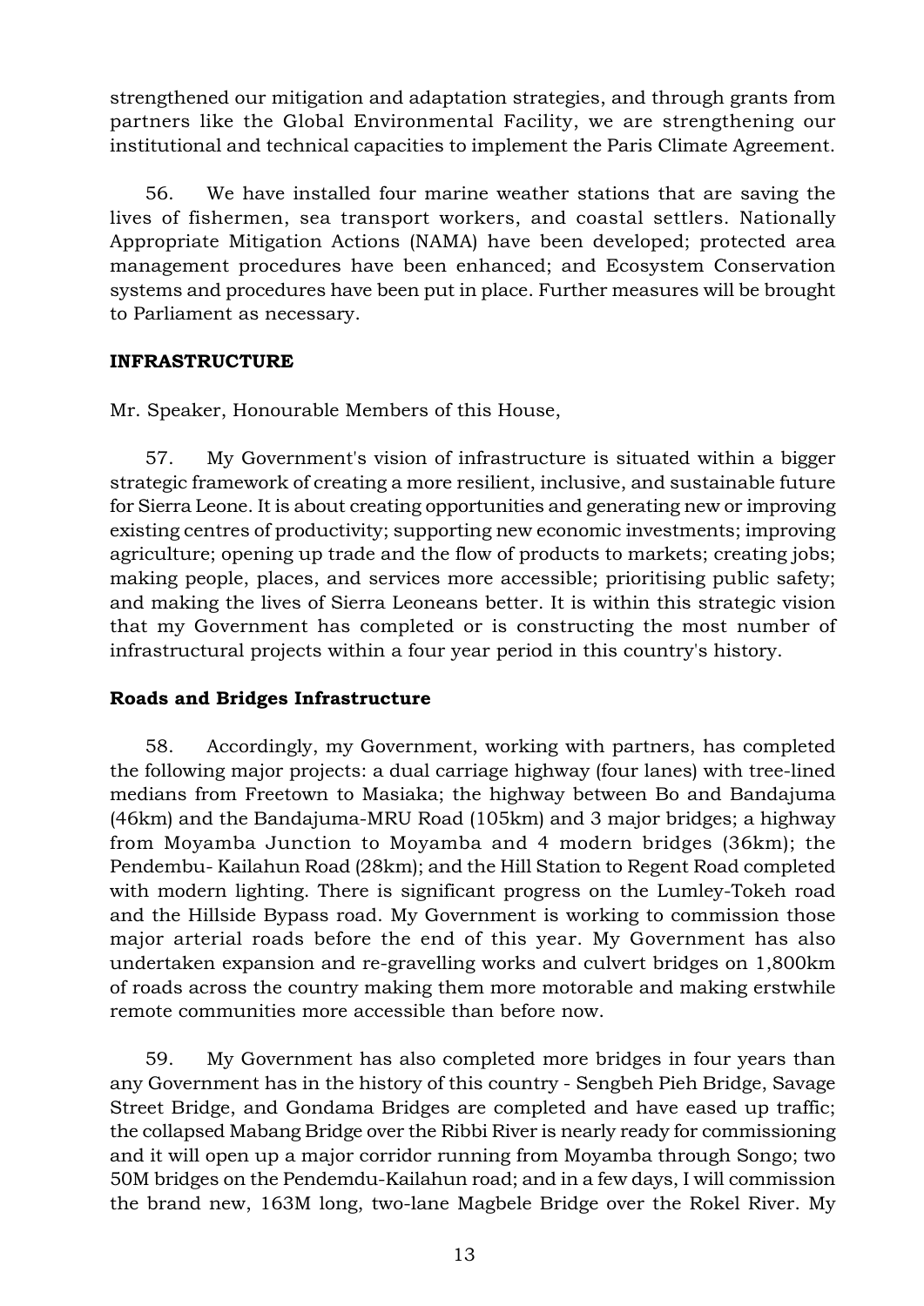strengthened our mitigation and adaptation strategies, and through grants from partners like the Global Environmental Facility, we are strengthening our institutional and technical capacities to implement the Paris Climate Agreement.

56. We have installed four marine weather stations that are saving the lives of fishermen, sea transport workers, and coastal settlers. Nationally Appropriate Mitigation Actions (NAMA) have been developed; protected area management procedures have been enhanced; and Ecosystem Conservation systems and procedures have been put in place. Further measures will be brought to Parliament as necessary.

## INFRASTRUCTURE

Mr. Speaker, Honourable Members of this House,

57. My Government's vision of infrastructure is situated within a bigger strategic framework of creating a more resilient, inclusive, and sustainable future for Sierra Leone. It is about creating opportunities and generating new or improving existing centres of productivity; supporting new economic investments; improving agriculture; opening up trade and the flow of products to markets; creating jobs; making people, places, and services more accessible; prioritising public safety; and making the lives of Sierra Leoneans better. It is within this strategic vision that my Government has completed or is constructing the most number of infrastructural projects within a four year period in this country's history.

### Roads and Bridges Infrastructure

58. Accordingly, my Government, working with partners, has completed the following major projects: a dual carriage highway (four lanes) with tree-lined medians from Freetown to Masiaka; the highway between Bo and Bandajuma (46km) and the Bandajuma-MRU Road (105km) and 3 major bridges; a highway from Moyamba Junction to Moyamba and 4 modern bridges (36km); the Pendembu- Kailahun Road (28km); and the Hill Station to Regent Road completed with modern lighting. There is significant progress on the Lumley-Tokeh road and the Hillside Bypass road. My Government is working to commission those major arterial roads before the end of this year. My Government has also undertaken expansion and re-gravelling works and culvert bridges on 1,800km of roads across the country making them more motorable and making erstwhile remote communities more accessible than before now.

59. My Government has also completed more bridges in four years than any Government has in the history of this country - Sengbeh Pieh Bridge, Savage Street Bridge, and Gondama Bridges are completed and have eased up traffic; the collapsed Mabang Bridge over the Ribbi River is nearly ready for commissioning and it will open up a major corridor running from Moyamba through Songo; two 50M bridges on the Pendemdu-Kailahun road; and in a few days, I will commission the brand new, 163M long, two-lane Magbele Bridge over the Rokel River. My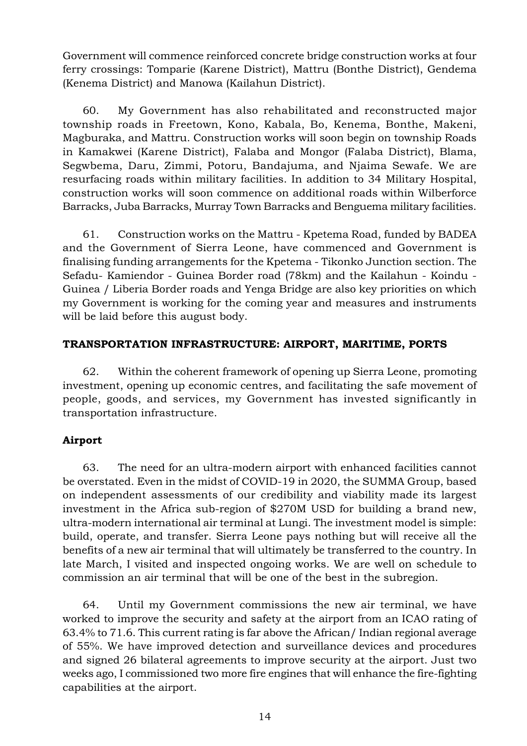Government will commence reinforced concrete bridge construction works at four ferry crossings: Tomparie (Karene District), Mattru (Bonthe District), Gendema (Kenema District) and Manowa (Kailahun District).

60. My Government has also rehabilitated and reconstructed major township roads in Freetown, Kono, Kabala, Bo, Kenema, Bonthe, Makeni, Magburaka, and Mattru. Construction works will soon begin on township Roads in Kamakwei (Karene District), Falaba and Mongor (Falaba District), Blama, Segwbema, Daru, Zimmi, Potoru, Bandajuma, and Njaima Sewafe. We are resurfacing roads within military facilities. In addition to 34 Military Hospital, construction works will soon commence on additional roads within Wilberforce Barracks, Juba Barracks, Murray Town Barracks and Benguema military facilities.

61. Construction works on the Mattru - Kpetema Road, funded by BADEA and the Government of Sierra Leone, have commenced and Government is finalising funding arrangements for the Kpetema - Tikonko Junction section. The Sefadu- Kamiendor - Guinea Border road (78km) and the Kailahun - Koindu - Guinea / Liberia Border roads and Yenga Bridge are also key priorities on which my Government is working for the coming year and measures and instruments will be laid before this august body.

## TRANSPORTATION INFRASTRUCTURE: AIRPORT, MARITIME, PORTS

62. Within the coherent framework of opening up Sierra Leone, promoting investment, opening up economic centres, and facilitating the safe movement of people, goods, and services, my Government has invested significantly in transportation infrastructure.

### Airport

63. The need for an ultra-modern airport with enhanced facilities cannot be overstated. Even in the midst of COVID-19 in 2020, the SUMMA Group, based on independent assessments of our credibility and viability made its largest investment in the Africa sub-region of $270M USD for building a brand new, ultra-modern international air terminal at Lungi. The investment model is simple: build, operate, and transfer. Sierra Leone pays nothing but will receive all the benefits of a new air terminal that will ultimately be transferred to the country. In late March, I visited and inspected ongoing works. We are well on schedule to commission an air terminal that will be one of the best in the subregion.

64. Until my Government commissions the new air terminal, we have worked to improve the security and safety at the airport from an ICAO rating of 63.4% to 71.6. This current rating is far above the African/ Indian regional average of 55%. We have improved detection and surveillance devices and procedures and signed 26 bilateral agreements to improve security at the airport. Just two weeks ago, I commissioned two more fire engines that will enhance the fire-fighting capabilities at the airport.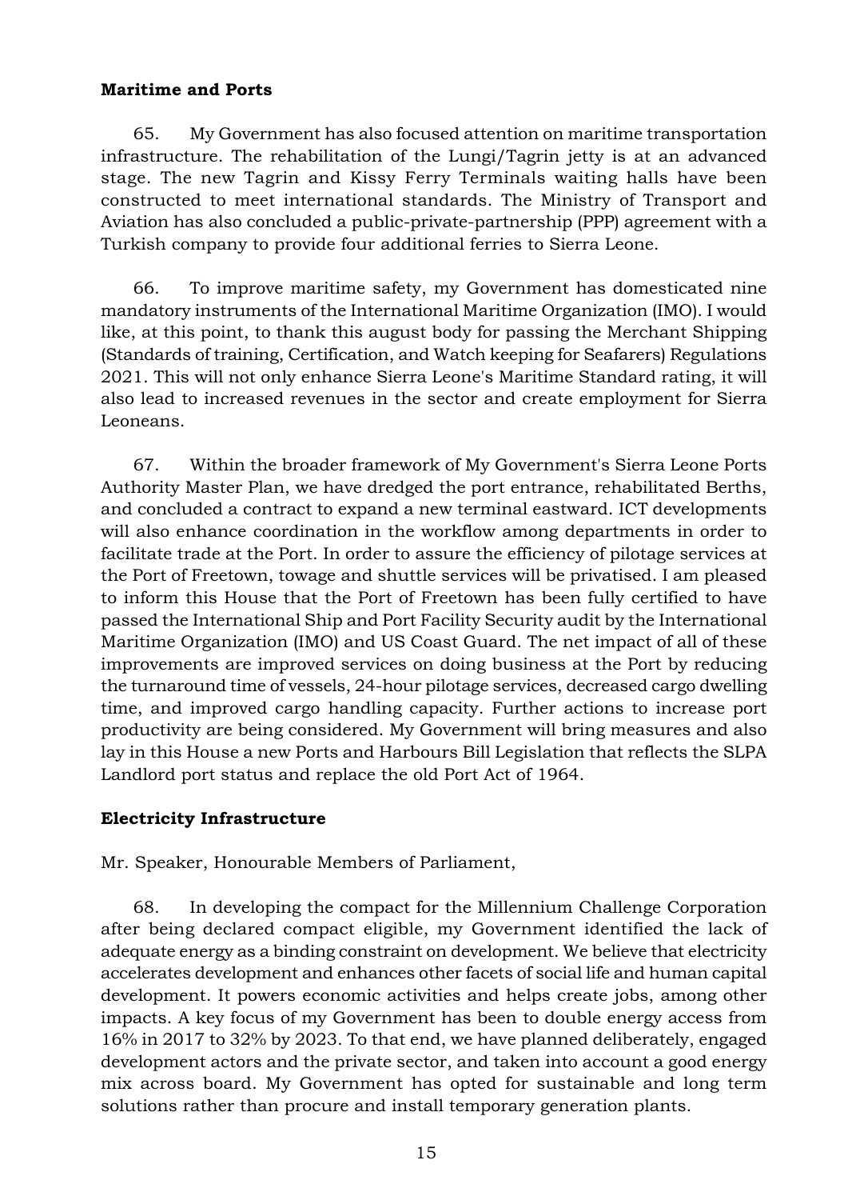**Maritime and Ports**

65. My Government has also focused attention on maritime transportation infrastructure. The rehabilitation of the Lungi/Tagrin jetty is at an advanced stage. The new Tagrin and Kissy Ferry Terminals waiting halls have been constructed to meet international standards. The Ministry of Transport and Aviation has also concluded a public-private-partnership (PPP) agreement with a Turkish company to provide four additional ferries to Sierra Leone.

66. To improve maritime safety, my Government has domesticated nine mandatory instruments of the International Maritime Organization (IMO). I would like, at this point, to thank this august body for passing the Merchant Shipping (Standards of training, Certification, and Watch keeping for Seafarers) Regulations 2021. This will not only enhance Sierra Leone's Maritime Standard rating, it will also lead to increased revenues in the sector and create employment for Sierra Leoneans.

67. Within the broader framework of My Government's Sierra Leone Ports Authority Master Plan, we have dredged the port entrance, rehabilitated Berths, and concluded a contract to expand a new terminal eastward. ICT developments will also enhance coordination in the workflow among departments in order to facilitate trade at the Port. In order to assure the efficiency of pilotage services at the Port of Freetown, towage and shuttle services will be privatised. I am pleased to inform this House that the Port of Freetown has been fully certified to have passed the International Ship and Port Facility Security audit by the International Maritime Organization (IMO) and US Coast Guard. The net impact of all of these improvements are improved services on doing business at the Port by reducing the turnaround time of vessels, 24-hour pilotage services, decreased cargo dwelling time, and improved cargo handling capacity. Further actions to increase port productivity are being considered. My Government will bring measures and also lay in this House a new Ports and Harbours Bill Legislation that reflects the SLPA Landlord port status and replace the old Port Act of 1964.

**Electricity Infrastructure**

Mr. Speaker, Honourable Members of Parliament,

68. In developing the compact for the Millennium Challenge Corporation after being declared compact eligible, my Government identified the lack of adequate energy as a binding constraint on development. We believe that electricity accelerates development and enhances other facets of social life and human capital development. It powers economic activities and helps create jobs, among other impacts. A key focus of my Government has been to double energy access from 16% in 2017 to 32% by 2023. To that end, we have planned deliberately, engaged development actors and the private sector, and taken into account a good energy mix across board. My Government has opted for sustainable and long term solutions rather than procure and install temporary generation plants.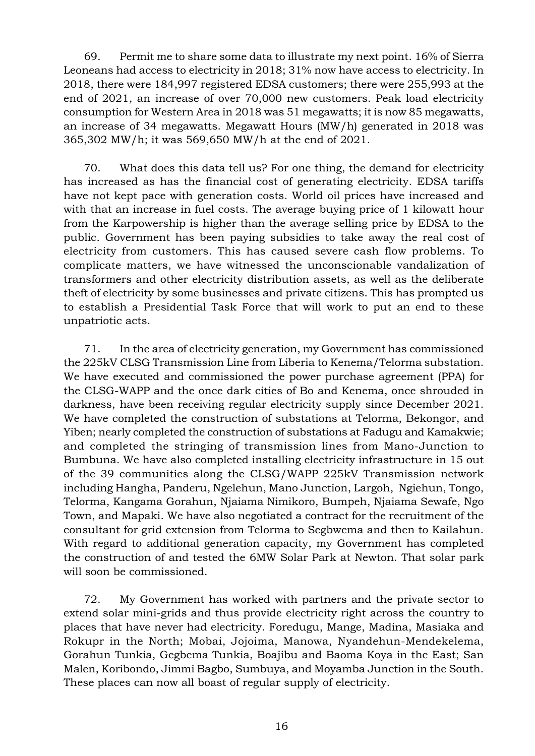69. Permit me to share some data to illustrate my next point. 16% of Sierra Leoneans had access to electricity in 2018; 31% now have access to electricity. In 2018, there were 184,997 registered EDSA customers; there were 255,993 at the end of 2021, an increase of over 70,000 new customers. Peak load electricity consumption for Western Area in 2018 was 51 megawatts; it is now 85 megawatts, an increase of 34 megawatts. Megawatt Hours (MW/h) generated in 2018 was 365,302 MW/h; it was 569,650 MW/h at the end of 2021.

70. What does this data tell us? For one thing, the demand for electricity has increased as has the financial cost of generating electricity. EDSA tariffs have not kept pace with generation costs. World oil prices have increased and with that an increase in fuel costs. The average buying price of 1 kilowatt hour from the Karpowership is higher than the average selling price by EDSA to the public. Government has been paying subsidies to take away the real cost of electricity from customers. This has caused severe cash flow problems. To complicate matters, we have witnessed the unconscionable vandalization of transformers and other electricity distribution assets, as well as the deliberate theft of electricity by some businesses and private citizens. This has prompted us to establish a Presidential Task Force that will work to put an end to these unpatriotic acts.

71. In the area of electricity generation, my Government has commissioned the 225kV CLSG Transmission Line from Liberia to Kenema/Telorma substation. We have executed and commissioned the power purchase agreement (PPA) for the CLSG-WAPP and the once dark cities of Bo and Kenema, once shrouded in darkness, have been receiving regular electricity supply since December 2021. We have completed the construction of substations at Telorma, Bekongor, and Yiben; nearly completed the construction of substations at Fadugu and Kamakwie; and completed the stringing of transmission lines from Mano-Junction to Bumbuna. We have also completed installing electricity infrastructure in 15 out of the 39 communities along the CLSG/WAPP 225kV Transmission network including Hangha, Panderu, Ngelehun, Mano Junction, Largoh, Ngiehun, Tongo, Telorma, Kangama Gorahun, Njaiama Nimikoro, Bumpeh, Njaiama Sewafe, Ngo Town, and Mapaki. We have also negotiated a contract for the recruitment of the consultant for grid extension from Telorma to Segbwema and then to Kailahun. With regard to additional generation capacity, my Government has completed the construction of and tested the 6MW Solar Park at Newton. That solar park will soon be commissioned.

72. My Government has worked with partners and the private sector to extend solar mini-grids and thus provide electricity right across the country to places that have never had electricity. Foredugu, Mange, Madina, Masiaka and Rokupr in the North; Mobai, Jojoima, Manowa, Nyandehun-Mendekelema, Gorahun Tunkia, Gegbema Tunkia, Boajibu and Baoma Koya in the East; San Malen, Koribondo, Jimmi Bagbo, Sumbuya, and Moyamba Junction in the South. These places can now all boast of regular supply of electricity.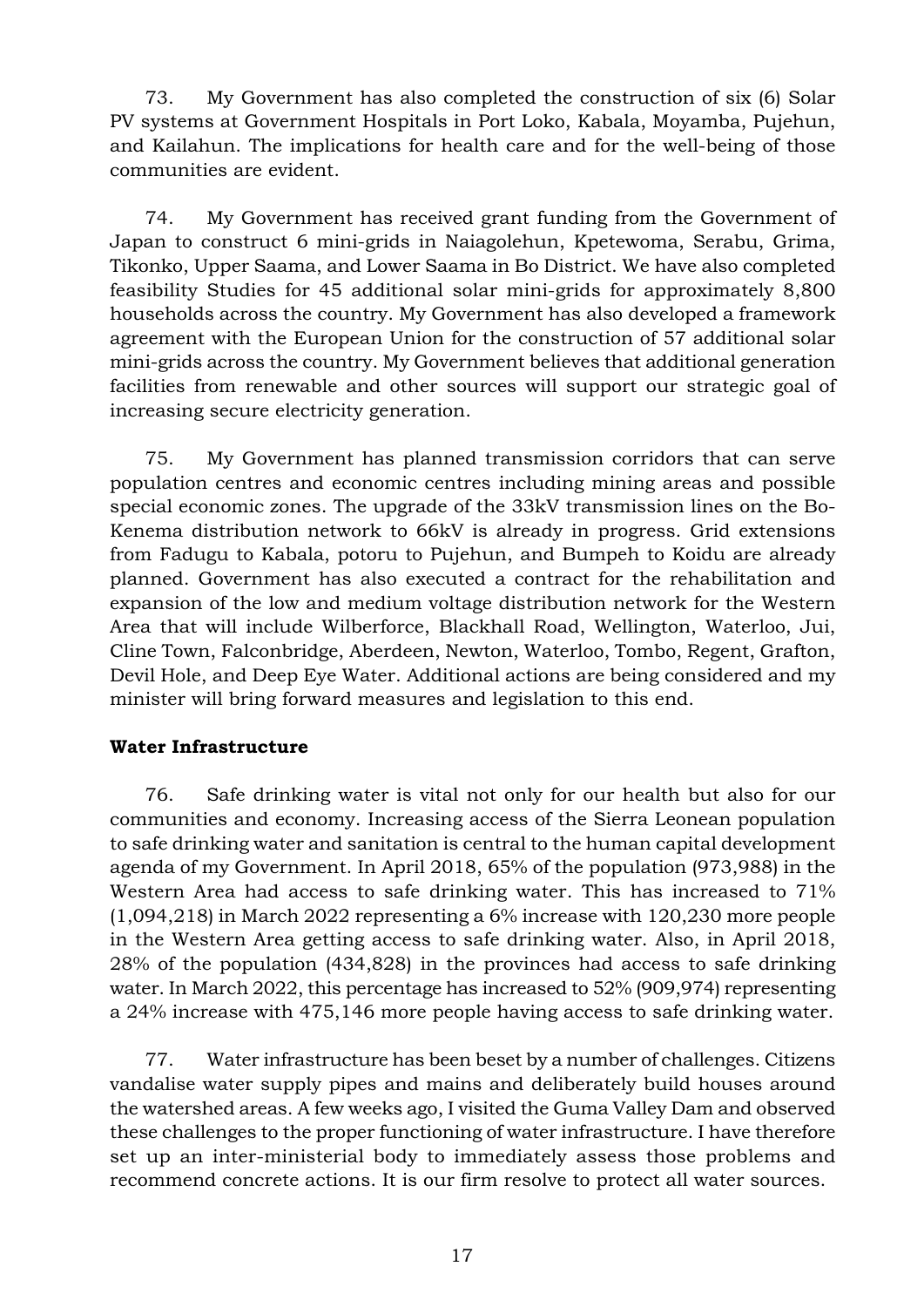73. My Government has also completed the construction of six (6) Solar PV systems at Government Hospitals in Port Loko, Kabala, Moyamba, Pujehun, and Kailahun. The implications for health care and for the well-being of those communities are evident.

74. My Government has received grant funding from the Government of Japan to construct 6 mini-grids in Naiagolehun, Kpetewoma, Serabu, Grima, Tikonko, Upper Saama, and Lower Saama in Bo District. We have also completed feasibility Studies for 45 additional solar mini-grids for approximately 8,800 households across the country. My Government has also developed a framework agreement with the European Union for the construction of 57 additional solar mini-grids across the country. My Government believes that additional generation facilities from renewable and other sources will support our strategic goal of increasing secure electricity generation.

75. My Government has planned transmission corridors that can serve population centres and economic centres including mining areas and possible special economic zones. The upgrade of the 33kV transmission lines on the Bo-Kenema distribution network to 66kV is already in progress. Grid extensions from Fadugu to Kabala, potoru to Pujehun, and Bumpeh to Koidu are already planned. Government has also executed a contract for the rehabilitation and expansion of the low and medium voltage distribution network for the Western Area that will include Wilberforce, Blackhall Road, Wellington, Waterloo, Jui, Cline Town, Falconbridge, Aberdeen, Newton, Waterloo, Tombo, Regent, Grafton, Devil Hole, and Deep Eye Water. Additional actions are being considered and my minister will bring forward measures and legislation to this end.

**Water Infrastructure**

76. Safe drinking water is vital not only for our health but also for our communities and economy. Increasing access of the Sierra Leonean population to safe drinking water and sanitation is central to the human capital development agenda of my Government. In April 2018, 65% of the population (973,988) in the Western Area had access to safe drinking water. This has increased to 71% (1,094,218) in March 2022 representing a 6% increase with 120,230 more people in the Western Area getting access to safe drinking water. Also, in April 2018, 28% of the population (434,828) in the provinces had access to safe drinking water. In March 2022, this percentage has increased to 52% (909,974) representing a 24% increase with 475,146 more people having access to safe drinking water.

77. Water infrastructure has been beset by a number of challenges. Citizens vandalise water supply pipes and mains and deliberately build houses around the watershed areas. A few weeks ago, I visited the Guma Valley Dam and observed these challenges to the proper functioning of water infrastructure. I have therefore set up an inter-ministerial body to immediately assess those problems and recommend concrete actions. It is our firm resolve to protect all water sources.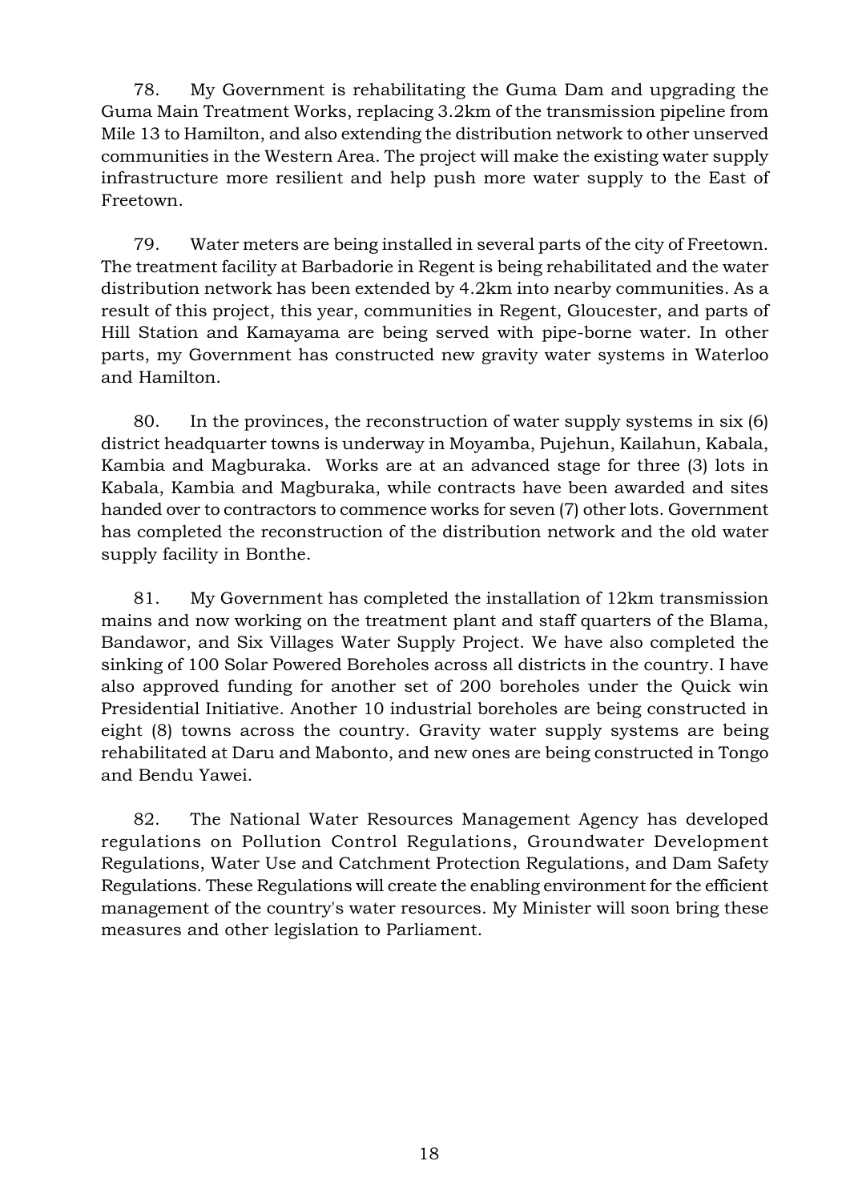78. My Government is rehabilitating the Guma Dam and upgrading the Guma Main Treatment Works, replacing 3.2km of the transmission pipeline from Mile 13 to Hamilton, and also extending the distribution network to other unserved communities in the Western Area. The project will make the existing water supply infrastructure more resilient and help push more water supply to the East of Freetown.

79. Water meters are being installed in several parts of the city of Freetown. The treatment facility at Barbadorie in Regent is being rehabilitated and the water distribution network has been extended by 4.2km into nearby communities. As a result of this project, this year, communities in Regent, Gloucester, and parts of Hill Station and Kamayama are being served with pipe-borne water. In other parts, my Government has constructed new gravity water systems in Waterloo and Hamilton.

80. In the provinces, the reconstruction of water supply systems in six (6) district headquarter towns is underway in Moyamba, Pujehun, Kailahun, Kabala, Kambia and Magburaka. Works are at an advanced stage for three (3) lots in Kabala, Kambia and Magburaka, while contracts have been awarded and sites handed over to contractors to commence works for seven (7) other lots. Government has completed the reconstruction of the distribution network and the old water supply facility in Bonthe.

81. My Government has completed the installation of 12km transmission mains and now working on the treatment plant and staff quarters of the Blama, Bandawor, and Six Villages Water Supply Project. We have also completed the sinking of 100 Solar Powered Boreholes across all districts in the country. I have also approved funding for another set of 200 boreholes under the Quick win Presidential Initiative. Another 10 industrial boreholes are being constructed in eight (8) towns across the country. Gravity water supply systems are being rehabilitated at Daru and Mabonto, and new ones are being constructed in Tongo and Bendu Yawei.

82. The National Water Resources Management Agency has developed regulations on Pollution Control Regulations, Groundwater Development Regulations, Water Use and Catchment Protection Regulations, and Dam Safety Regulations. These Regulations will create the enabling environment for the efficient management of the country's water resources. My Minister will soon bring these measures and other legislation to Parliament.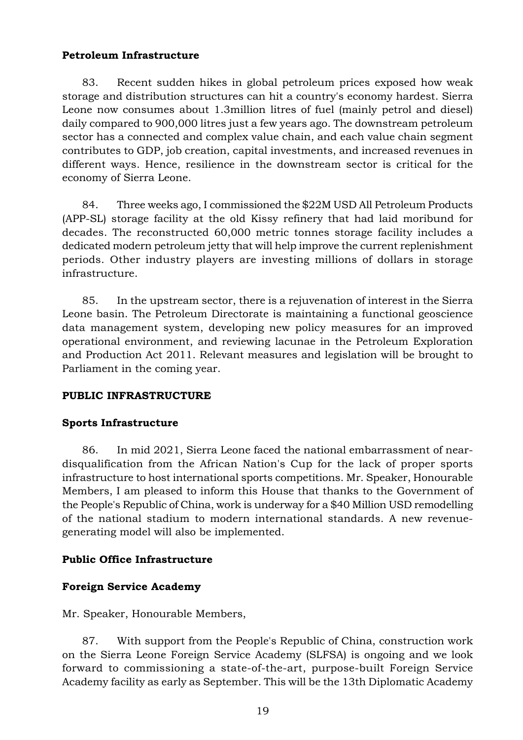**Petroleum Infrastructure**

83. Recent sudden hikes in global petroleum prices exposed how weak storage and distribution structures can hit a country's economy hardest. Sierra Leone now consumes about 1.3million litres of fuel (mainly petrol and diesel) daily compared to 900,000 litres just a few years ago. The downstream petroleum sector has a connected and complex value chain, and each value chain segment contributes to GDP, job creation, capital investments, and increased revenues in different ways. Hence, resilience in the downstream sector is critical for the economy of Sierra Leone.

84. Three weeks ago, I commissioned the $22M USD All Petroleum Products (APP-SL) storage facility at the old Kissy refinery that had laid moribund for decades. The reconstructed 60,000 metric tonnes storage facility includes a dedicated modern petroleum jetty that will help improve the current replenishment periods. Other industry players are investing millions of dollars in storage infrastructure.

85. In the upstream sector, there is a rejuvenation of interest in the Sierra Leone basin. The Petroleum Directorate is maintaining a functional geoscience data management system, developing new policy measures for an improved operational environment, and reviewing lacunae in the Petroleum Exploration and Production Act 2011. Relevant measures and legislation will be brought to Parliament in the coming year.

**PUBLIC INFRASTRUCTURE**

**Sports Infrastructure**

86. In mid 2021, Sierra Leone faced the national embarrassment of near-disqualification from the African Nation's Cup for the lack of proper sports infrastructure to host international sports competitions. Mr. Speaker, Honourable Members, I am pleased to inform this House that thanks to the Government of the People's Republic of China, work is underway for a $40 Million USD remodelling of the national stadium to modern international standards. A new revenue-generating model will also be implemented.

**Public Office Infrastructure**

**Foreign Service Academy**

Mr. Speaker, Honourable Members,

87. With support from the People's Republic of China, construction work on the Sierra Leone Foreign Service Academy (SLFSA) is ongoing and we look forward to commissioning a state-of-the-art, purpose-built Foreign Service Academy facility as early as September. This will be the 13th Diplomatic Academy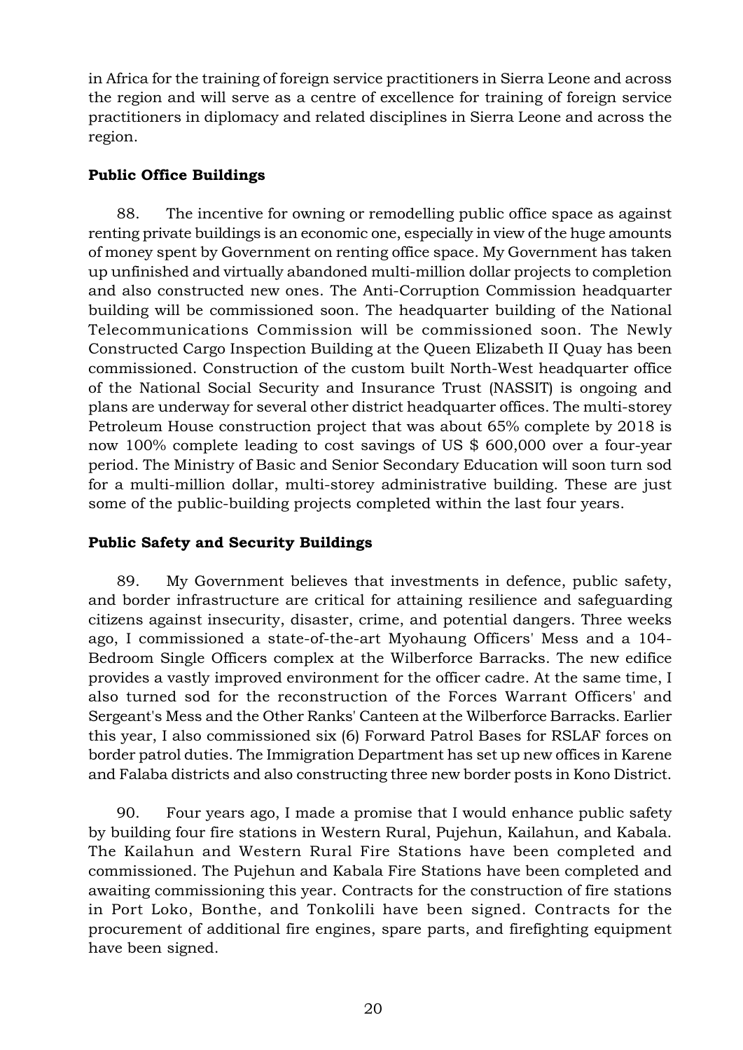in Africa for the training of foreign service practitioners in Sierra Leone and across the region and will serve as a centre of excellence for training of foreign service practitioners in diplomacy and related disciplines in Sierra Leone and across the region.

**Public Office Buildings**

88. The incentive for owning or remodelling public office space as against renting private buildings is an economic one, especially in view of the huge amounts of money spent by Government on renting office space. My Government has taken up unfinished and virtually abandoned multi-million dollar projects to completion and also constructed new ones. The Anti-Corruption Commission headquarter building will be commissioned soon. The headquarter building of the National Telecommunications Commission will be commissioned soon. The Newly Constructed Cargo Inspection Building at the Queen Elizabeth II Quay has been commissioned. Construction of the custom built North-West headquarter office of the National Social Security and Insurance Trust (NASSIT) is ongoing and plans are underway for several other district headquarter offices. The multi-storey Petroleum House construction project that was about 65% complete by 2018 is now 100% complete leading to cost savings of US $ 600,000 over a four-year period. The Ministry of Basic and Senior Secondary Education will soon turn sod for a multi-million dollar, multi-storey administrative building. These are just some of the public-building projects completed within the last four years.

**Public Safety and Security Buildings**

89. My Government believes that investments in defence, public safety, and border infrastructure are critical for attaining resilience and safeguarding citizens against insecurity, disaster, crime, and potential dangers. Three weeks ago, I commissioned a state-of-the-art Myohaung Officers' Mess and a 104-Bedroom Single Officers complex at the Wilberforce Barracks. The new edifice provides a vastly improved environment for the officer cadre. At the same time, I also turned sod for the reconstruction of the Forces Warrant Officers' and Sergeant's Mess and the Other Ranks' Canteen at the Wilberforce Barracks. Earlier this year, I also commissioned six (6) Forward Patrol Bases for RSLAF forces on border patrol duties. The Immigration Department has set up new offices in Karene and Falaba districts and also constructing three new border posts in Kono District.

90. Four years ago, I made a promise that I would enhance public safety by building four fire stations in Western Rural, Pujehun, Kailahun, and Kabala. The Kailahun and Western Rural Fire Stations have been completed and commissioned. The Pujehun and Kabala Fire Stations have been completed and awaiting commissioning this year. Contracts for the construction of fire stations in Port Loko, Bonthe, and Tonkolili have been signed. Contracts for the procurement of additional fire engines, spare parts, and firefighting equipment have been signed.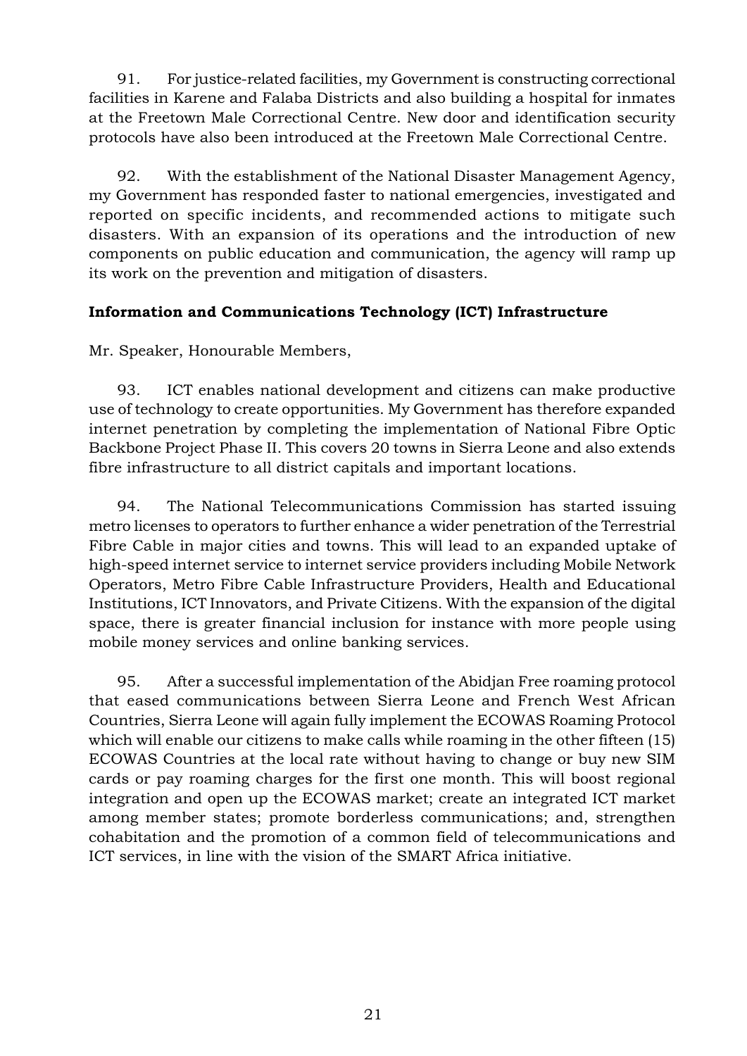91. For justice-related facilities, my Government is constructing correctional facilities in Karene and Falaba Districts and also building a hospital for inmates at the Freetown Male Correctional Centre. New door and identification security protocols have also been introduced at the Freetown Male Correctional Centre.

92. With the establishment of the National Disaster Management Agency, my Government has responded faster to national emergencies, investigated and reported on specific incidents, and recommended actions to mitigate such disasters. With an expansion of its operations and the introduction of new components on public education and communication, the agency will ramp up its work on the prevention and mitigation of disasters.

**Information and Communications Technology (ICT) Infrastructure**

Mr. Speaker, Honourable Members,

93. ICT enables national development and citizens can make productive use of technology to create opportunities. My Government has therefore expanded internet penetration by completing the implementation of National Fibre Optic Backbone Project Phase II. This covers 20 towns in Sierra Leone and also extends fibre infrastructure to all district capitals and important locations.

94. The National Telecommunications Commission has started issuing metro licenses to operators to further enhance a wider penetration of the Terrestrial Fibre Cable in major cities and towns. This will lead to an expanded uptake of high-speed internet service to internet service providers including Mobile Network Operators, Metro Fibre Cable Infrastructure Providers, Health and Educational Institutions, ICT Innovators, and Private Citizens. With the expansion of the digital space, there is greater financial inclusion for instance with more people using mobile money services and online banking services.

95. After a successful implementation of the Abidjan Free roaming protocol that eased communications between Sierra Leone and French West African Countries, Sierra Leone will again fully implement the ECOWAS Roaming Protocol which will enable our citizens to make calls while roaming in the other fifteen (15) ECOWAS Countries at the local rate without having to change or buy new SIM cards or pay roaming charges for the first one month. This will boost regional integration and open up the ECOWAS market; create an integrated ICT market among member states; promote borderless communications; and, strengthen cohabitation and the promotion of a common field of telecommunications and ICT services, in line with the vision of the SMART Africa initiative.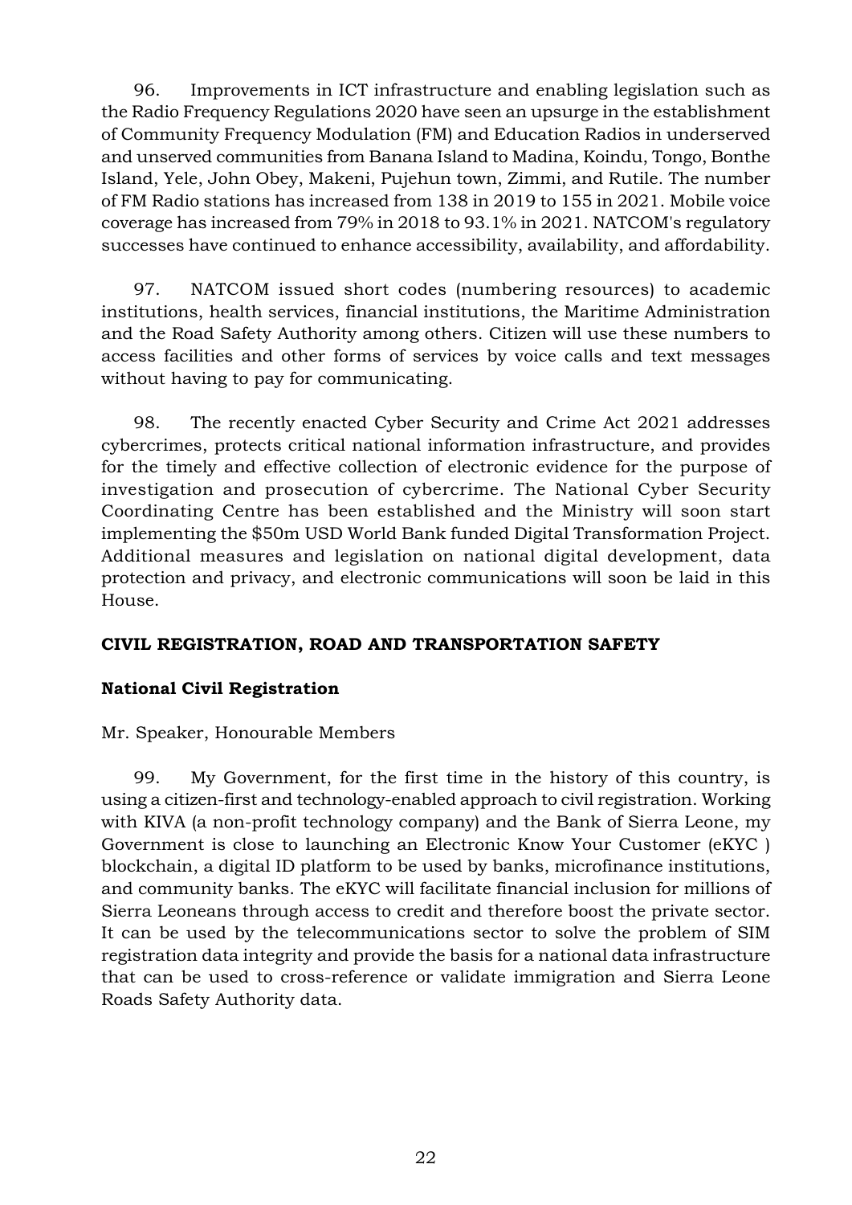96. Improvements in ICT infrastructure and enabling legislation such as the Radio Frequency Regulations 2020 have seen an upsurge in the establishment of Community Frequency Modulation (FM) and Education Radios in underserved and unserved communities from Banana Island to Madina, Koindu, Tongo, Bonthe Island, Yele, John Obey, Makeni, Pujehun town, Zimmi, and Rutile. The number of FM Radio stations has increased from 138 in 2019 to 155 in 2021. Mobile voice coverage has increased from 79% in 2018 to 93.1% in 2021. NATCOM's regulatory successes have continued to enhance accessibility, availability, and affordability.

97. NATCOM issued short codes (numbering resources) to academic institutions, health services, financial institutions, the Maritime Administration and the Road Safety Authority among others. Citizen will use these numbers to access facilities and other forms of services by voice calls and text messages without having to pay for communicating.

98. The recently enacted Cyber Security and Crime Act 2021 addresses cybercrimes, protects critical national information infrastructure, and provides for the timely and effective collection of electronic evidence for the purpose of investigation and prosecution of cybercrime. The National Cyber Security Coordinating Centre has been established and the Ministry will soon start implementing the $50m USD World Bank funded Digital Transformation Project. Additional measures and legislation on national digital development, data protection and privacy, and electronic communications will soon be laid in this House.

## CIVIL REGISTRATION, ROAD AND TRANSPORTATION SAFETY

### National Civil Registration

Mr. Speaker, Honourable Members

99. My Government, for the first time in the history of this country, is using a citizen-first and technology-enabled approach to civil registration. Working with KIVA (a non-profit technology company) and the Bank of Sierra Leone, my Government is close to launching an Electronic Know Your Customer (eKYC ) blockchain, a digital ID platform to be used by banks, microfinance institutions, and community banks. The eKYC will facilitate financial inclusion for millions of Sierra Leoneans through access to credit and therefore boost the private sector. It can be used by the telecommunications sector to solve the problem of SIM registration data integrity and provide the basis for a national data infrastructure that can be used to cross-reference or validate immigration and Sierra Leone Roads Safety Authority data.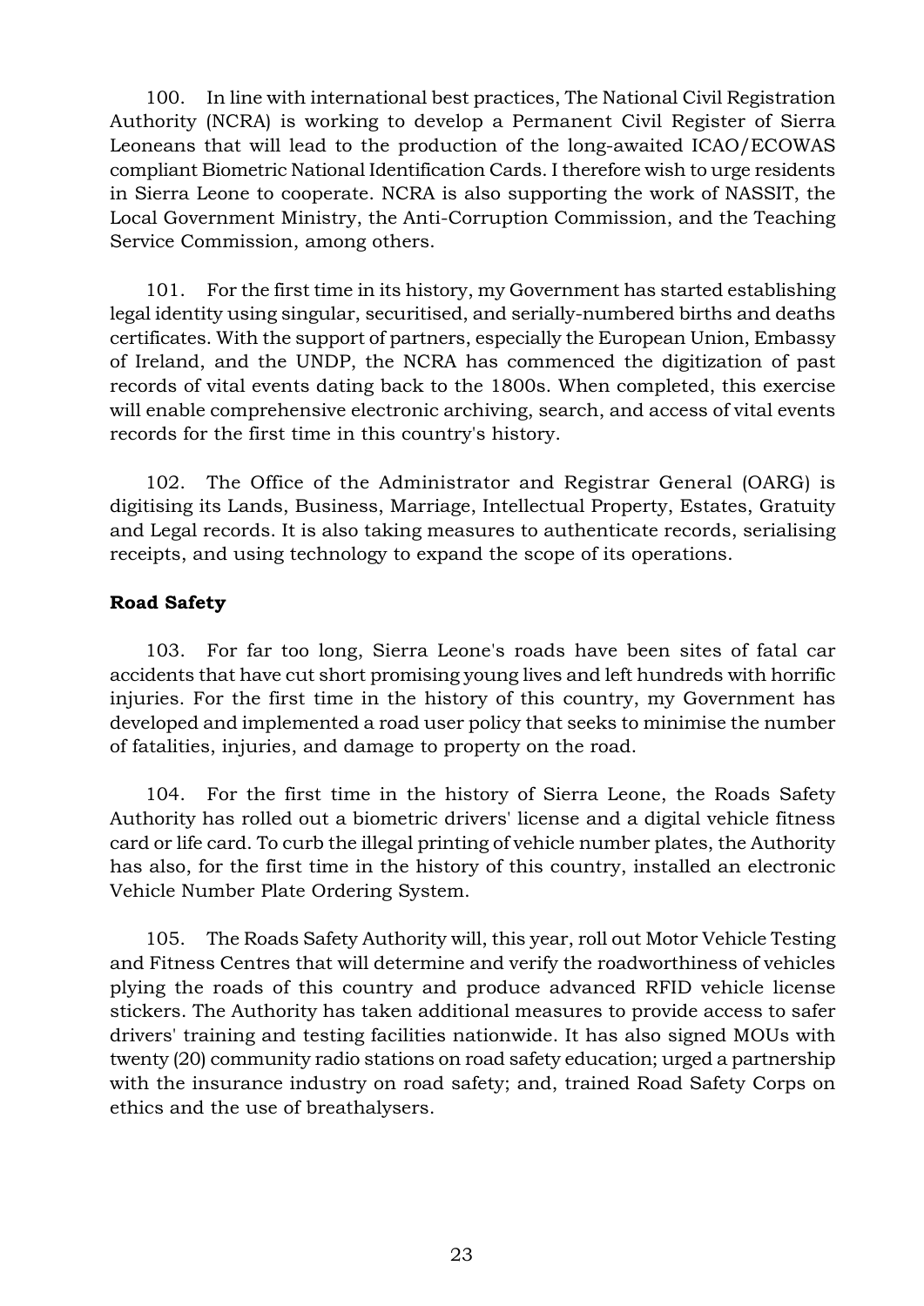100. In line with international best practices, The National Civil Registration Authority (NCRA) is working to develop a Permanent Civil Register of Sierra Leoneans that will lead to the production of the long-awaited ICAO/ECOWAS compliant Biometric National Identification Cards. I therefore wish to urge residents in Sierra Leone to cooperate. NCRA is also supporting the work of NASSIT, the Local Government Ministry, the Anti-Corruption Commission, and the Teaching Service Commission, among others.

101. For the first time in its history, my Government has started establishing legal identity using singular, securitised, and serially-numbered births and deaths certificates. With the support of partners, especially the European Union, Embassy of Ireland, and the UNDP, the NCRA has commenced the digitization of past records of vital events dating back to the 1800s. When completed, this exercise will enable comprehensive electronic archiving, search, and access of vital events records for the first time in this country's history.

102. The Office of the Administrator and Registrar General (OARG) is digitising its Lands, Business, Marriage, Intellectual Property, Estates, Gratuity and Legal records. It is also taking measures to authenticate records, serialising receipts, and using technology to expand the scope of its operations.

**Road Safety**

103. For far too long, Sierra Leone's roads have been sites of fatal car accidents that have cut short promising young lives and left hundreds with horrific injuries. For the first time in the history of this country, my Government has developed and implemented a road user policy that seeks to minimise the number of fatalities, injuries, and damage to property on the road.

104. For the first time in the history of Sierra Leone, the Roads Safety Authority has rolled out a biometric drivers' license and a digital vehicle fitness card or life card. To curb the illegal printing of vehicle number plates, the Authority has also, for the first time in the history of this country, installed an electronic Vehicle Number Plate Ordering System.

105. The Roads Safety Authority will, this year, roll out Motor Vehicle Testing and Fitness Centres that will determine and verify the roadworthiness of vehicles plying the roads of this country and produce advanced RFID vehicle license stickers. The Authority has taken additional measures to provide access to safer drivers' training and testing facilities nationwide. It has also signed MOUs with twenty (20) community radio stations on road safety education; urged a partnership with the insurance industry on road safety; and, trained Road Safety Corps on ethics and the use of breathalysers.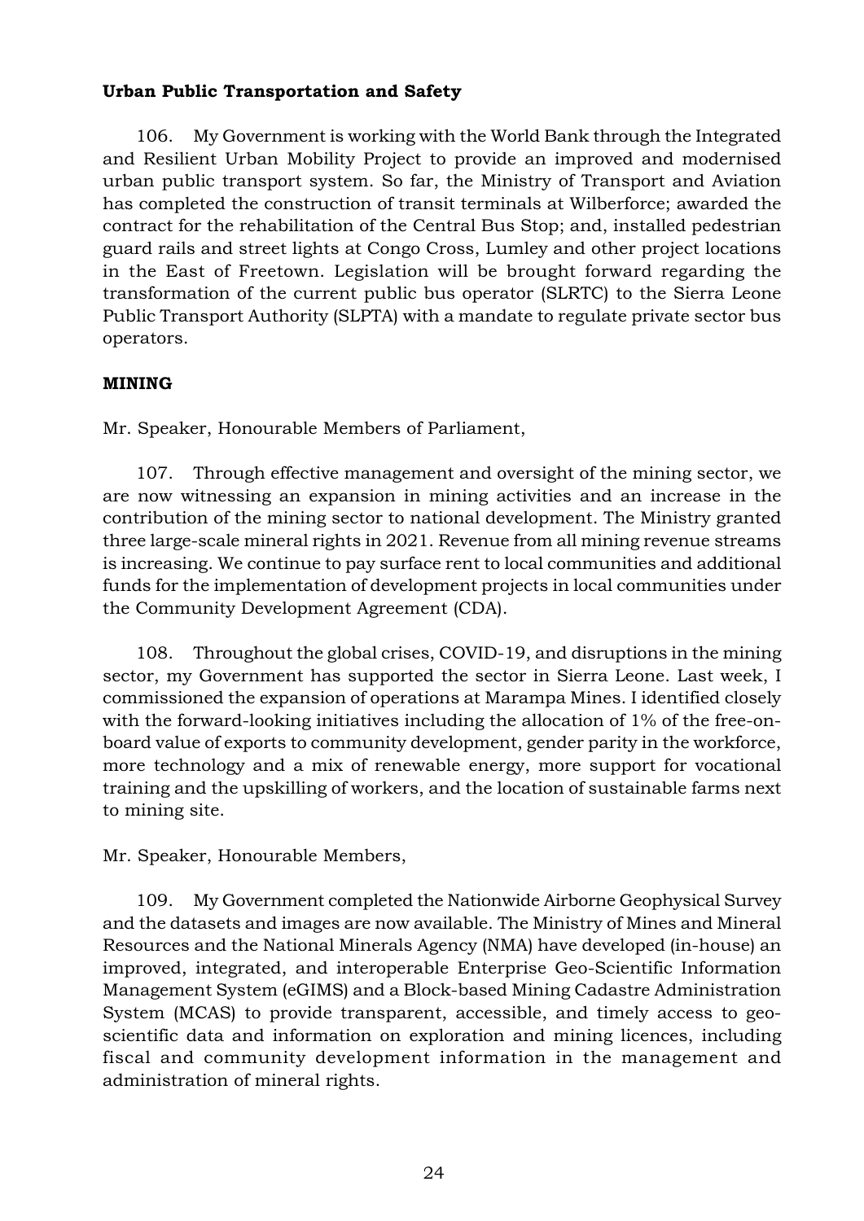**Urban Public Transportation and Safety**

106. My Government is working with the World Bank through the Integrated and Resilient Urban Mobility Project to provide an improved and modernised urban public transport system. So far, the Ministry of Transport and Aviation has completed the construction of transit terminals at Wilberforce; awarded the contract for the rehabilitation of the Central Bus Stop; and, installed pedestrian guard rails and street lights at Congo Cross, Lumley and other project locations in the East of Freetown. Legislation will be brought forward regarding the transformation of the current public bus operator (SLRTC) to the Sierra Leone Public Transport Authority (SLPTA) with a mandate to regulate private sector bus operators.

**MINING**

Mr. Speaker, Honourable Members of Parliament,

107. Through effective management and oversight of the mining sector, we are now witnessing an expansion in mining activities and an increase in the contribution of the mining sector to national development. The Ministry granted three large-scale mineral rights in 2021. Revenue from all mining revenue streams is increasing. We continue to pay surface rent to local communities and additional funds for the implementation of development projects in local communities under the Community Development Agreement (CDA).

108. Throughout the global crises, COVID-19, and disruptions in the mining sector, my Government has supported the sector in Sierra Leone. Last week, I commissioned the expansion of operations at Marampa Mines. I identified closely with the forward-looking initiatives including the allocation of 1% of the free-on-board value of exports to community development, gender parity in the workforce, more technology and a mix of renewable energy, more support for vocational training and the upskilling of workers, and the location of sustainable farms next to mining site.

Mr. Speaker, Honourable Members,

109. My Government completed the Nationwide Airborne Geophysical Survey and the datasets and images are now available. The Ministry of Mines and Mineral Resources and the National Minerals Agency (NMA) have developed (in-house) an improved, integrated, and interoperable Enterprise Geo-Scientific Information Management System (eGIMS) and a Block-based Mining Cadastre Administration System (MCAS) to provide transparent, accessible, and timely access to geo-scientific data and information on exploration and mining licences, including fiscal and community development information in the management and administration of mineral rights.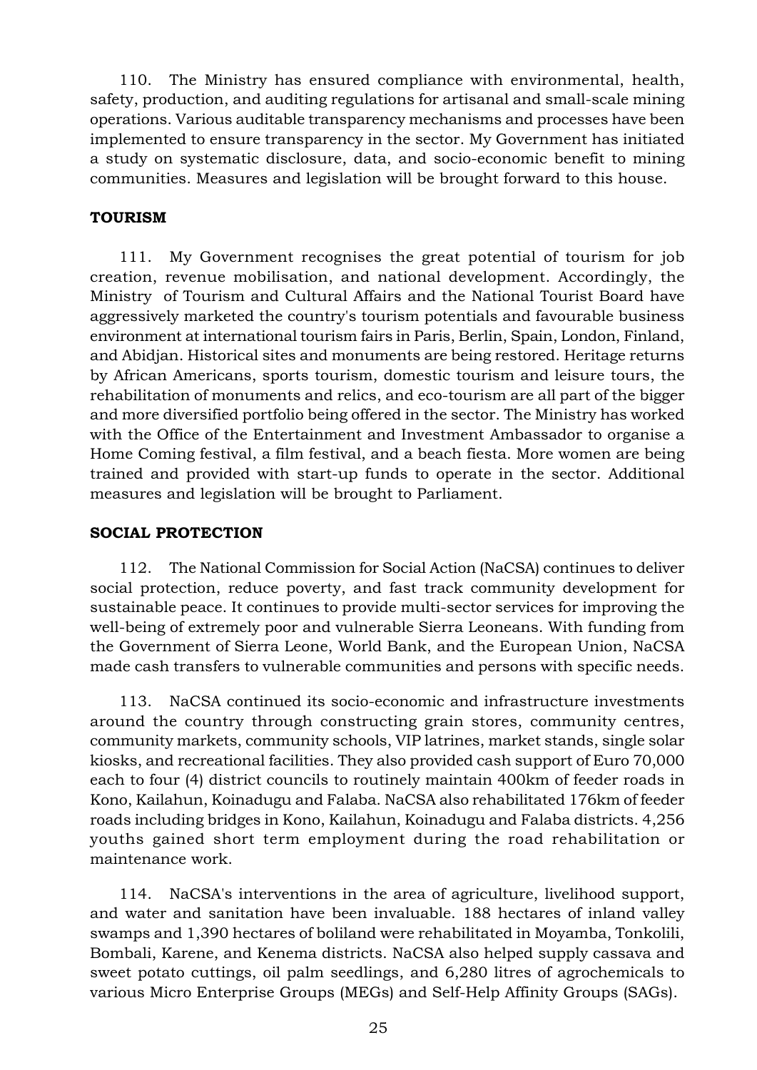110. The Ministry has ensured compliance with environmental, health, safety, production, and auditing regulations for artisanal and small-scale mining operations. Various auditable transparency mechanisms and processes have been implemented to ensure transparency in the sector. My Government has initiated a study on systematic disclosure, data, and socio-economic benefit to mining communities. Measures and legislation will be brought forward to this house.

**TOURISM**

111. My Government recognises the great potential of tourism for job creation, revenue mobilisation, and national development. Accordingly, the Ministry of Tourism and Cultural Affairs and the National Tourist Board have aggressively marketed the country's tourism potentials and favourable business environment at international tourism fairs in Paris, Berlin, Spain, London, Finland, and Abidjan. Historical sites and monuments are being restored. Heritage returns by African Americans, sports tourism, domestic tourism and leisure tours, the rehabilitation of monuments and relics, and eco-tourism are all part of the bigger and more diversified portfolio being offered in the sector. The Ministry has worked with the Office of the Entertainment and Investment Ambassador to organise a Home Coming festival, a film festival, and a beach fiesta. More women are being trained and provided with start-up funds to operate in the sector. Additional measures and legislation will be brought to Parliament.

**SOCIAL PROTECTION**

112. The National Commission for Social Action (NaCSA) continues to deliver social protection, reduce poverty, and fast track community development for sustainable peace. It continues to provide multi-sector services for improving the well-being of extremely poor and vulnerable Sierra Leoneans. With funding from the Government of Sierra Leone, World Bank, and the European Union, NaCSA made cash transfers to vulnerable communities and persons with specific needs.

113. NaCSA continued its socio-economic and infrastructure investments around the country through constructing grain stores, community centres, community markets, community schools, VIP latrines, market stands, single solar kiosks, and recreational facilities. They also provided cash support of Euro 70,000 each to four (4) district councils to routinely maintain 400km of feeder roads in Kono, Kailahun, Koinadugu and Falaba. NaCSA also rehabilitated 176km of feeder roads including bridges in Kono, Kailahun, Koinadugu and Falaba districts. 4,256 youths gained short term employment during the road rehabilitation or maintenance work.

114. NaCSA's interventions in the area of agriculture, livelihood support, and water and sanitation have been invaluable. 188 hectares of inland valley swamps and 1,390 hectares of boliland were rehabilitated in Moyamba, Tonkolili, Bombali, Karene, and Kenema districts. NaCSA also helped supply cassava and sweet potato cuttings, oil palm seedlings, and 6,280 litres of agrochemicals to various Micro Enterprise Groups (MEGs) and Self-Help Affinity Groups (SAGs).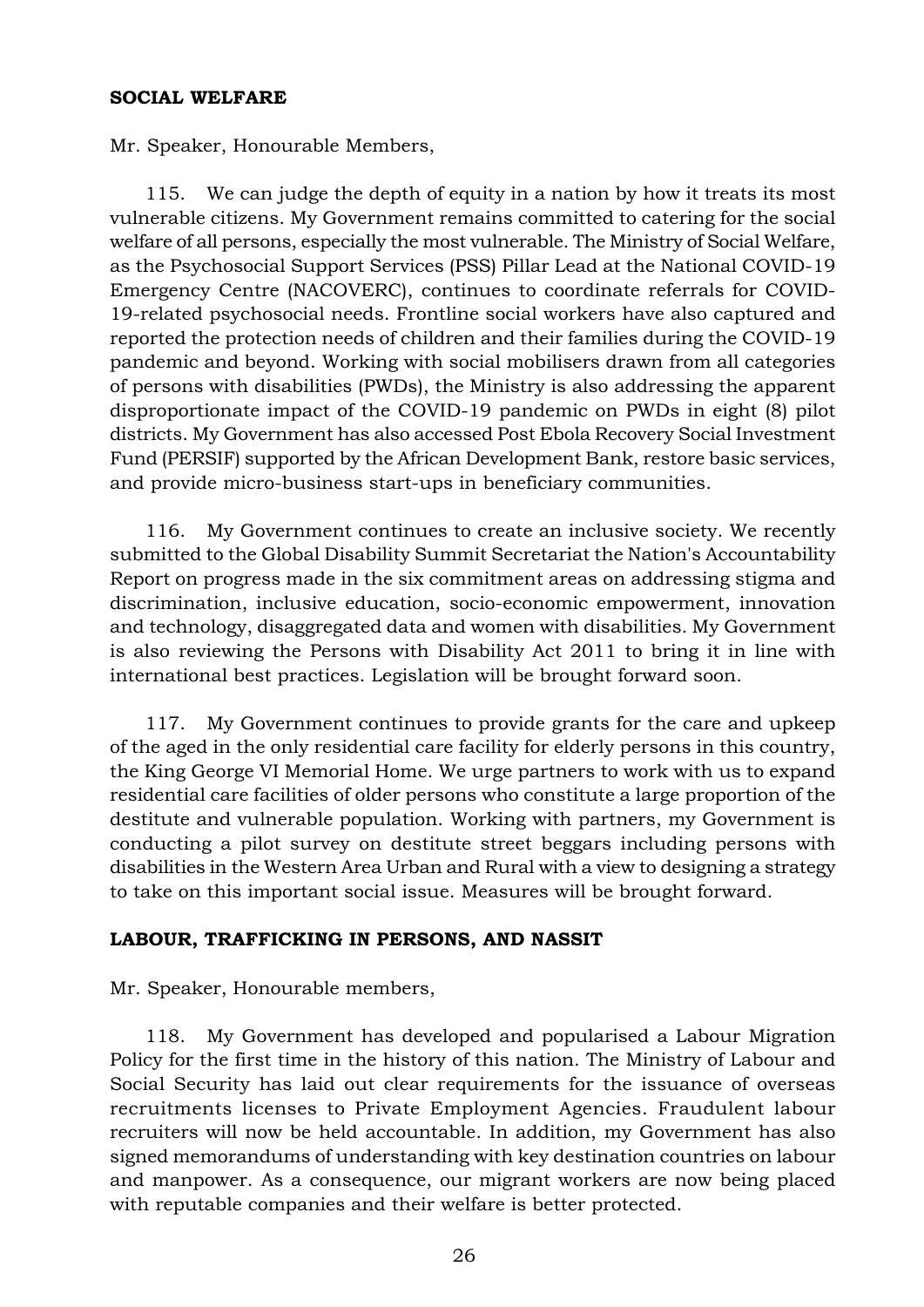**SOCIAL WELFARE**

Mr. Speaker, Honourable Members,

115. We can judge the depth of equity in a nation by how it treats its most vulnerable citizens. My Government remains committed to catering for the social welfare of all persons, especially the most vulnerable. The Ministry of Social Welfare, as the Psychosocial Support Services (PSS) Pillar Lead at the National COVID-19 Emergency Centre (NACOVERC), continues to coordinate referrals for COVID-19-related psychosocial needs. Frontline social workers have also captured and reported the protection needs of children and their families during the COVID-19 pandemic and beyond. Working with social mobilisers drawn from all categories of persons with disabilities (PWDs), the Ministry is also addressing the apparent disproportionate impact of the COVID-19 pandemic on PWDs in eight (8) pilot districts. My Government has also accessed Post Ebola Recovery Social Investment Fund (PERSIF) supported by the African Development Bank, restore basic services, and provide micro-business start-ups in beneficiary communities.

116. My Government continues to create an inclusive society. We recently submitted to the Global Disability Summit Secretariat the Nation's Accountability Report on progress made in the six commitment areas on addressing stigma and discrimination, inclusive education, socio-economic empowerment, innovation and technology, disaggregated data and women with disabilities. My Government is also reviewing the Persons with Disability Act 2011 to bring it in line with international best practices. Legislation will be brought forward soon.

117. My Government continues to provide grants for the care and upkeep of the aged in the only residential care facility for elderly persons in this country, the King George VI Memorial Home. We urge partners to work with us to expand residential care facilities of older persons who constitute a large proportion of the destitute and vulnerable population. Working with partners, my Government is conducting a pilot survey on destitute street beggars including persons with disabilities in the Western Area Urban and Rural with a view to designing a strategy to take on this important social issue. Measures will be brought forward.

**LABOUR, TRAFFICKING IN PERSONS, AND NASSIT**

Mr. Speaker, Honourable members,

118. My Government has developed and popularised a Labour Migration Policy for the first time in the history of this nation. The Ministry of Labour and Social Security has laid out clear requirements for the issuance of overseas recruitments licenses to Private Employment Agencies. Fraudulent labour recruiters will now be held accountable. In addition, my Government has also signed memorandums of understanding with key destination countries on labour and manpower. As a consequence, our migrant workers are now being placed with reputable companies and their welfare is better protected.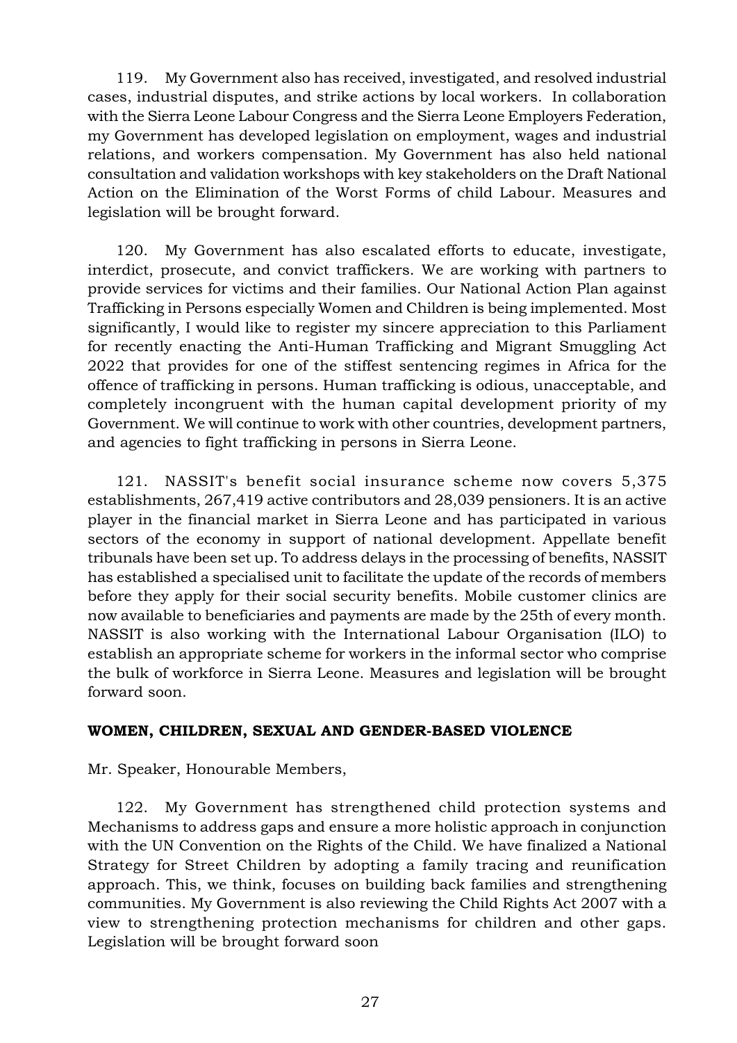119. My Government also has received, investigated, and resolved industrial cases, industrial disputes, and strike actions by local workers. In collaboration with the Sierra Leone Labour Congress and the Sierra Leone Employers Federation, my Government has developed legislation on employment, wages and industrial relations, and workers compensation. My Government has also held national consultation and validation workshops with key stakeholders on the Draft National Action on the Elimination of the Worst Forms of child Labour. Measures and legislation will be brought forward.

120. My Government has also escalated efforts to educate, investigate, interdict, prosecute, and convict traffickers. We are working with partners to provide services for victims and their families. Our National Action Plan against Trafficking in Persons especially Women and Children is being implemented. Most significantly, I would like to register my sincere appreciation to this Parliament for recently enacting the Anti-Human Trafficking and Migrant Smuggling Act 2022 that provides for one of the stiffest sentencing regimes in Africa for the offence of trafficking in persons. Human trafficking is odious, unacceptable, and completely incongruent with the human capital development priority of my Government. We will continue to work with other countries, development partners, and agencies to fight trafficking in persons in Sierra Leone.

121. NASSIT's benefit social insurance scheme now covers 5,375 establishments, 267,419 active contributors and 28,039 pensioners. It is an active player in the financial market in Sierra Leone and has participated in various sectors of the economy in support of national development. Appellate benefit tribunals have been set up. To address delays in the processing of benefits, NASSIT has established a specialised unit to facilitate the update of the records of members before they apply for their social security benefits. Mobile customer clinics are now available to beneficiaries and payments are made by the 25th of every month. NASSIT is also working with the International Labour Organisation (ILO) to establish an appropriate scheme for workers in the informal sector who comprise the bulk of workforce in Sierra Leone. Measures and legislation will be brought forward soon.

**WOMEN, CHILDREN, SEXUAL AND GENDER-BASED VIOLENCE**

Mr. Speaker, Honourable Members,

122. My Government has strengthened child protection systems and Mechanisms to address gaps and ensure a more holistic approach in conjunction with the UN Convention on the Rights of the Child. We have finalized a National Strategy for Street Children by adopting a family tracing and reunification approach. This, we think, focuses on building back families and strengthening communities. My Government is also reviewing the Child Rights Act 2007 with a view to strengthening protection mechanisms for children and other gaps. Legislation will be brought forward soon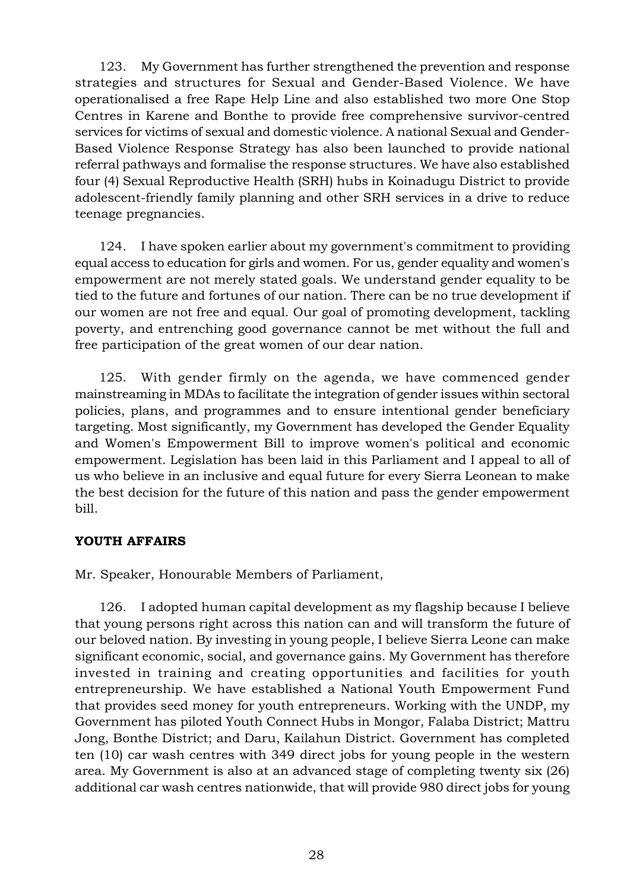123. My Government has further strengthened the prevention and response strategies and structures for Sexual and Gender-Based Violence. We have operationalised a free Rape Help Line and also established two more One Stop Centres in Karene and Bonthe to provide free comprehensive survivor-centred services for victims of sexual and domestic violence. A national Sexual and Gender-Based Violence Response Strategy has also been launched to provide national referral pathways and formalise the response structures. We have also established four (4) Sexual Reproductive Health (SRH) hubs in Koinadugu District to provide adolescent-friendly family planning and other SRH services in a drive to reduce teenage pregnancies.

124. I have spoken earlier about my government's commitment to providing equal access to education for girls and women. For us, gender equality and women's empowerment are not merely stated goals. We understand gender equality to be tied to the future and fortunes of our nation. There can be no true development if our women are not free and equal. Our goal of promoting development, tackling poverty, and entrenching good governance cannot be met without the full and free participation of the great women of our dear nation.

125. With gender firmly on the agenda, we have commenced gender mainstreaming in MDAs to facilitate the integration of gender issues within sectoral policies, plans, and programmes and to ensure intentional gender beneficiary targeting. Most significantly, my Government has developed the Gender Equality and Women's Empowerment Bill to improve women's political and economic empowerment. Legislation has been laid in this Parliament and I appeal to all of us who believe in an inclusive and equal future for every Sierra Leonean to make the best decision for the future of this nation and pass the gender empowerment bill.

## YOUTH AFFAIRS

Mr. Speaker, Honourable Members of Parliament,

126. I adopted human capital development as my flagship because I believe that young persons right across this nation can and will transform the future of our beloved nation. By investing in young people, I believe Sierra Leone can make significant economic, social, and governance gains. My Government has therefore invested in training and creating opportunities and facilities for youth entrepreneurship. We have established a National Youth Empowerment Fund that provides seed money for youth entrepreneurs. Working with the UNDP, my Government has piloted Youth Connect Hubs in Mongor, Falaba District; Mattru Jong, Bonthe District; and Daru, Kailahun District. Government has completed ten (10) car wash centres with 349 direct jobs for young people in the western area. My Government is also at an advanced stage of completing twenty six (26) additional car wash centres nationwide, that will provide 980 direct jobs for young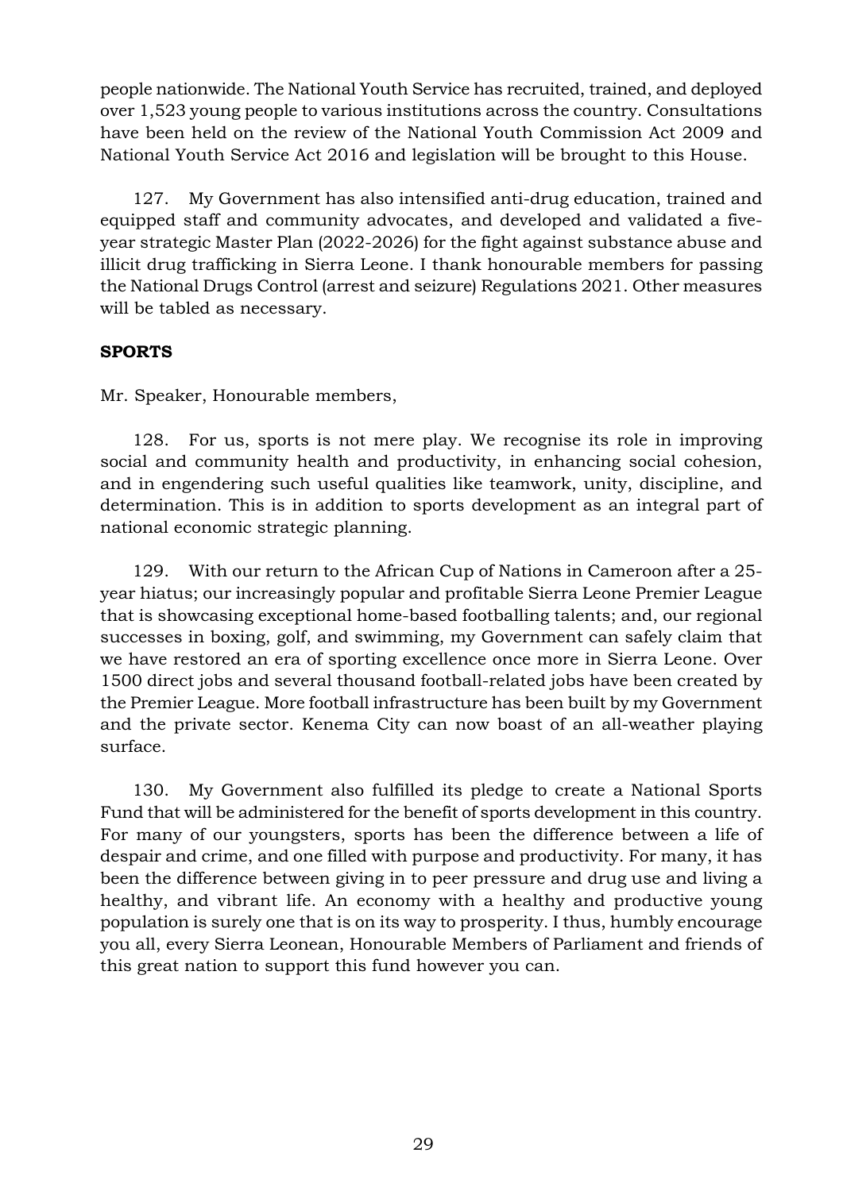people nationwide. The National Youth Service has recruited, trained, and deployed over 1,523 young people to various institutions across the country. Consultations have been held on the review of the National Youth Commission Act 2009 and National Youth Service Act 2016 and legislation will be brought to this House.

127. My Government has also intensified anti-drug education, trained and equipped staff and community advocates, and developed and validated a five-year strategic Master Plan (2022-2026) for the fight against substance abuse and illicit drug trafficking in Sierra Leone. I thank honourable members for passing the National Drugs Control (arrest and seizure) Regulations 2021. Other measures will be tabled as necessary.

**SPORTS**

Mr. Speaker, Honourable members,

128. For us, sports is not mere play. We recognise its role in improving social and community health and productivity, in enhancing social cohesion, and in engendering such useful qualities like teamwork, unity, discipline, and determination. This is in addition to sports development as an integral part of national economic strategic planning.

129. With our return to the African Cup of Nations in Cameroon after a 25-year hiatus; our increasingly popular and profitable Sierra Leone Premier League that is showcasing exceptional home-based footballing talents; and, our regional successes in boxing, golf, and swimming, my Government can safely claim that we have restored an era of sporting excellence once more in Sierra Leone. Over 1500 direct jobs and several thousand football-related jobs have been created by the Premier League. More football infrastructure has been built by my Government and the private sector. Kenema City can now boast of an all-weather playing surface.

130. My Government also fulfilled its pledge to create a National Sports Fund that will be administered for the benefit of sports development in this country. For many of our youngsters, sports has been the difference between a life of despair and crime, and one filled with purpose and productivity. For many, it has been the difference between giving in to peer pressure and drug use and living a healthy, and vibrant life. An economy with a healthy and productive young population is surely one that is on its way to prosperity. I thus, humbly encourage you all, every Sierra Leonean, Honourable Members of Parliament and friends of this great nation to support this fund however you can.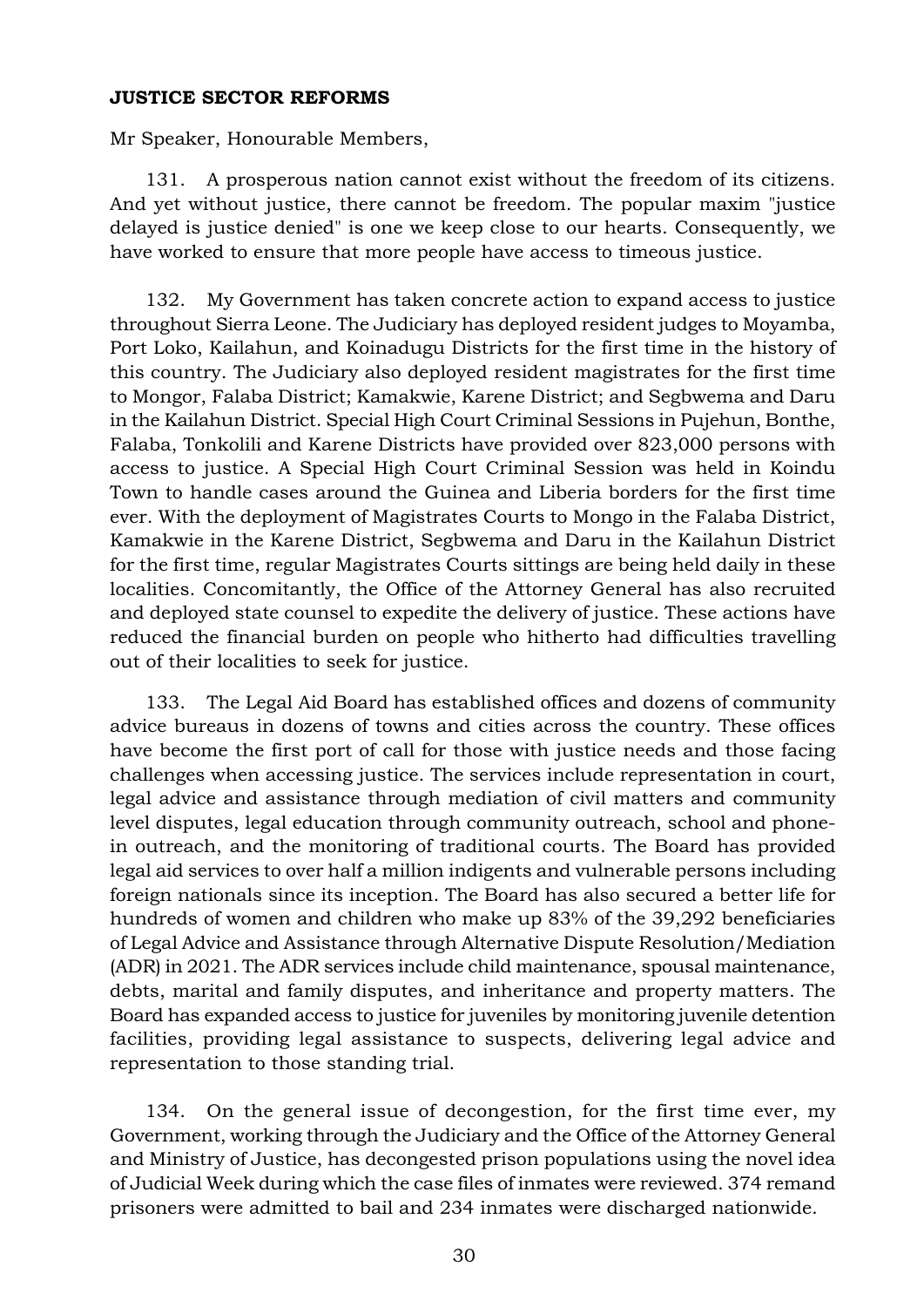**JUSTICE SECTOR REFORMS**

Mr Speaker, Honourable Members,

131. A prosperous nation cannot exist without the freedom of its citizens. And yet without justice, there cannot be freedom. The popular maxim "justice delayed is justice denied" is one we keep close to our hearts. Consequently, we have worked to ensure that more people have access to timeous justice.

132. My Government has taken concrete action to expand access to justice throughout Sierra Leone. The Judiciary has deployed resident judges to Moyamba, Port Loko, Kailahun, and Koinadugu Districts for the first time in the history of this country. The Judiciary also deployed resident magistrates for the first time to Mongor, Falaba District; Kamakwie, Karene District; and Segbwema and Daru in the Kailahun District. Special High Court Criminal Sessions in Pujehun, Bonthe, Falaba, Tonkolili and Karene Districts have provided over 823,000 persons with access to justice. A Special High Court Criminal Session was held in Koindu Town to handle cases around the Guinea and Liberia borders for the first time ever. With the deployment of Magistrates Courts to Mongo in the Falaba District, Kamakwie in the Karene District, Segbwema and Daru in the Kailahun District for the first time, regular Magistrates Courts sittings are being held daily in these localities. Concomitantly, the Office of the Attorney General has also recruited and deployed state counsel to expedite the delivery of justice. These actions have reduced the financial burden on people who hitherto had difficulties travelling out of their localities to seek for justice.

133. The Legal Aid Board has established offices and dozens of community advice bureaus in dozens of towns and cities across the country. These offices have become the first port of call for those with justice needs and those facing challenges when accessing justice. The services include representation in court, legal advice and assistance through mediation of civil matters and community level disputes, legal education through community outreach, school and phone-in outreach, and the monitoring of traditional courts. The Board has provided legal aid services to over half a million indigents and vulnerable persons including foreign nationals since its inception. The Board has also secured a better life for hundreds of women and children who make up 83% of the 39,292 beneficiaries of Legal Advice and Assistance through Alternative Dispute Resolution/Mediation (ADR) in 2021. The ADR services include child maintenance, spousal maintenance, debts, marital and family disputes, and inheritance and property matters. The Board has expanded access to justice for juveniles by monitoring juvenile detention facilities, providing legal assistance to suspects, delivering legal advice and representation to those standing trial.

134. On the general issue of decongestion, for the first time ever, my Government, working through the Judiciary and the Office of the Attorney General and Ministry of Justice, has decongested prison populations using the novel idea of Judicial Week during which the case files of inmates were reviewed. 374 remand prisoners were admitted to bail and 234 inmates were discharged nationwide.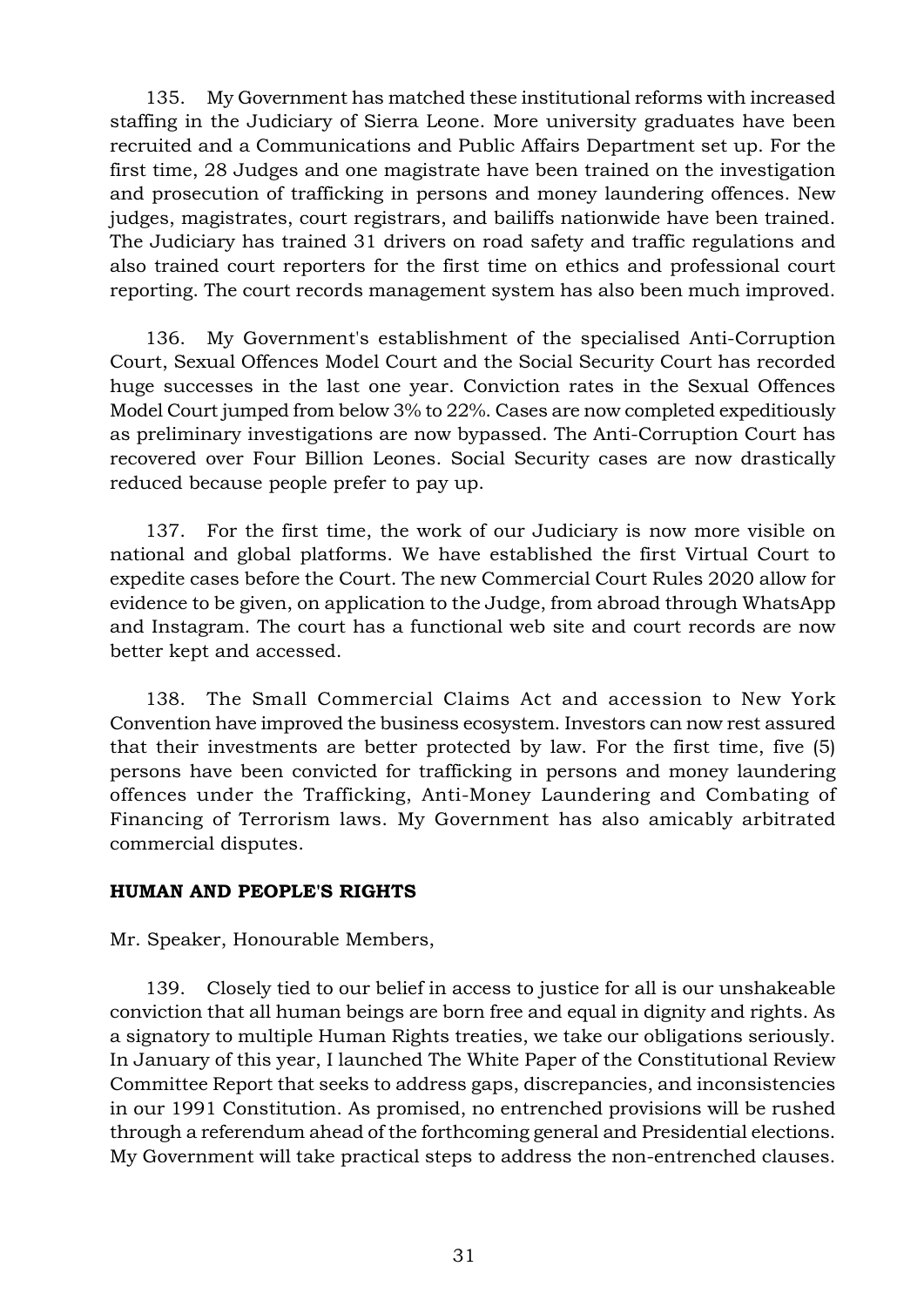135. My Government has matched these institutional reforms with increased staffing in the Judiciary of Sierra Leone. More university graduates have been recruited and a Communications and Public Affairs Department set up. For the first time, 28 Judges and one magistrate have been trained on the investigation and prosecution of trafficking in persons and money laundering offences. New judges, magistrates, court registrars, and bailiffs nationwide have been trained. The Judiciary has trained 31 drivers on road safety and traffic regulations and also trained court reporters for the first time on ethics and professional court reporting. The court records management system has also been much improved.

136. My Government's establishment of the specialised Anti-Corruption Court, Sexual Offences Model Court and the Social Security Court has recorded huge successes in the last one year. Conviction rates in the Sexual Offences Model Court jumped from below 3% to 22%. Cases are now completed expeditiously as preliminary investigations are now bypassed. The Anti-Corruption Court has recovered over Four Billion Leones. Social Security cases are now drastically reduced because people prefer to pay up.

137. For the first time, the work of our Judiciary is now more visible on national and global platforms. We have established the first Virtual Court to expedite cases before the Court. The new Commercial Court Rules 2020 allow for evidence to be given, on application to the Judge, from abroad through WhatsApp and Instagram. The court has a functional web site and court records are now better kept and accessed.

138. The Small Commercial Claims Act and accession to New York Convention have improved the business ecosystem. Investors can now rest assured that their investments are better protected by law. For the first time, five (5) persons have been convicted for trafficking in persons and money laundering offences under the Trafficking, Anti-Money Laundering and Combating of Financing of Terrorism laws. My Government has also amicably arbitrated commercial disputes.

## HUMAN AND PEOPLE'S RIGHTS

Mr. Speaker, Honourable Members,

139. Closely tied to our belief in access to justice for all is our unshakeable conviction that all human beings are born free and equal in dignity and rights. As a signatory to multiple Human Rights treaties, we take our obligations seriously. In January of this year, I launched The White Paper of the Constitutional Review Committee Report that seeks to address gaps, discrepancies, and inconsistencies in our 1991 Constitution. As promised, no entrenched provisions will be rushed through a referendum ahead of the forthcoming general and Presidential elections. My Government will take practical steps to address the non-entrenched clauses.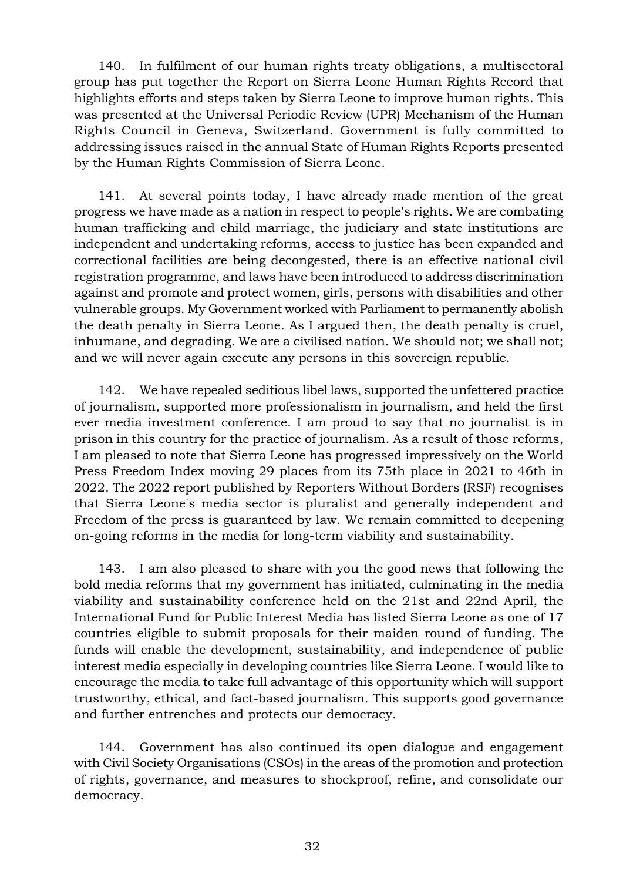140. In fulfilment of our human rights treaty obligations, a multisectoral group has put together the Report on Sierra Leone Human Rights Record that highlights efforts and steps taken by Sierra Leone to improve human rights. This was presented at the Universal Periodic Review (UPR) Mechanism of the Human Rights Council in Geneva, Switzerland. Government is fully committed to addressing issues raised in the annual State of Human Rights Reports presented by the Human Rights Commission of Sierra Leone.

141. At several points today, I have already made mention of the great progress we have made as a nation in respect to people's rights. We are combating human trafficking and child marriage, the judiciary and state institutions are independent and undertaking reforms, access to justice has been expanded and correctional facilities are being decongested, there is an effective national civil registration programme, and laws have been introduced to address discrimination against and promote and protect women, girls, persons with disabilities and other vulnerable groups. My Government worked with Parliament to permanently abolish the death penalty in Sierra Leone. As I argued then, the death penalty is cruel, inhumane, and degrading. We are a civilised nation. We should not; we shall not; and we will never again execute any persons in this sovereign republic.

142. We have repealed seditious libel laws, supported the unfettered practice of journalism, supported more professionalism in journalism, and held the first ever media investment conference. I am proud to say that no journalist is in prison in this country for the practice of journalism. As a result of those reforms, I am pleased to note that Sierra Leone has progressed impressively on the World Press Freedom Index moving 29 places from its 75th place in 2021 to 46th in 2022. The 2022 report published by Reporters Without Borders (RSF) recognises that Sierra Leone's media sector is pluralist and generally independent and Freedom of the press is guaranteed by law. We remain committed to deepening on-going reforms in the media for long-term viability and sustainability.

143. I am also pleased to share with you the good news that following the bold media reforms that my government has initiated, culminating in the media viability and sustainability conference held on the 21st and 22nd April, the International Fund for Public Interest Media has listed Sierra Leone as one of 17 countries eligible to submit proposals for their maiden round of funding. The funds will enable the development, sustainability, and independence of public interest media especially in developing countries like Sierra Leone. I would like to encourage the media to take full advantage of this opportunity which will support trustworthy, ethical, and fact-based journalism. This supports good governance and further entrenches and protects our democracy.

144. Government has also continued its open dialogue and engagement with Civil Society Organisations (CSOs) in the areas of the promotion and protection of rights, governance, and measures to shockproof, refine, and consolidate our democracy.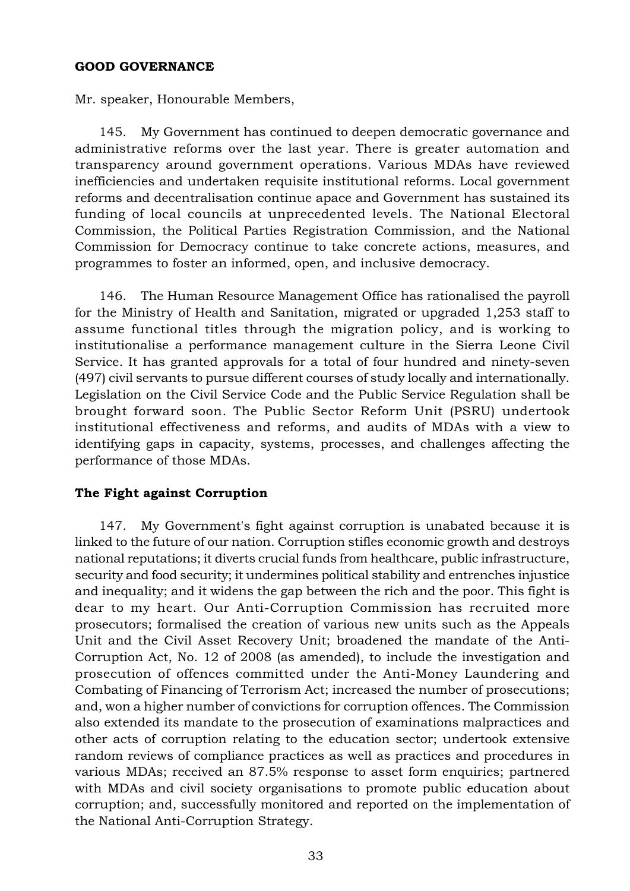**GOOD GOVERNANCE**

Mr. speaker, Honourable Members,

145. My Government has continued to deepen democratic governance and administrative reforms over the last year. There is greater automation and transparency around government operations. Various MDAs have reviewed inefficiencies and undertaken requisite institutional reforms. Local government reforms and decentralisation continue apace and Government has sustained its funding of local councils at unprecedented levels. The National Electoral Commission, the Political Parties Registration Commission, and the National Commission for Democracy continue to take concrete actions, measures, and programmes to foster an informed, open, and inclusive democracy.

146. The Human Resource Management Office has rationalised the payroll for the Ministry of Health and Sanitation, migrated or upgraded 1,253 staff to assume functional titles through the migration policy, and is working to institutionalise a performance management culture in the Sierra Leone Civil Service. It has granted approvals for a total of four hundred and ninety-seven (497) civil servants to pursue different courses of study locally and internationally. Legislation on the Civil Service Code and the Public Service Regulation shall be brought forward soon. The Public Sector Reform Unit (PSRU) undertook institutional effectiveness and reforms, and audits of MDAs with a view to identifying gaps in capacity, systems, processes, and challenges affecting the performance of those MDAs.

**The Fight against Corruption**

147. My Government's fight against corruption is unabated because it is linked to the future of our nation. Corruption stifles economic growth and destroys national reputations; it diverts crucial funds from healthcare, public infrastructure, security and food security; it undermines political stability and entrenches injustice and inequality; and it widens the gap between the rich and the poor. This fight is dear to my heart. Our Anti-Corruption Commission has recruited more prosecutors; formalised the creation of various new units such as the Appeals Unit and the Civil Asset Recovery Unit; broadened the mandate of the Anti-Corruption Act, No. 12 of 2008 (as amended), to include the investigation and prosecution of offences committed under the Anti-Money Laundering and Combating of Financing of Terrorism Act; increased the number of prosecutions; and, won a higher number of convictions for corruption offences. The Commission also extended its mandate to the prosecution of examinations malpractices and other acts of corruption relating to the education sector; undertook extensive random reviews of compliance practices as well as practices and procedures in various MDAs; received an 87.5% response to asset form enquiries; partnered with MDAs and civil society organisations to promote public education about corruption; and, successfully monitored and reported on the implementation of the National Anti-Corruption Strategy.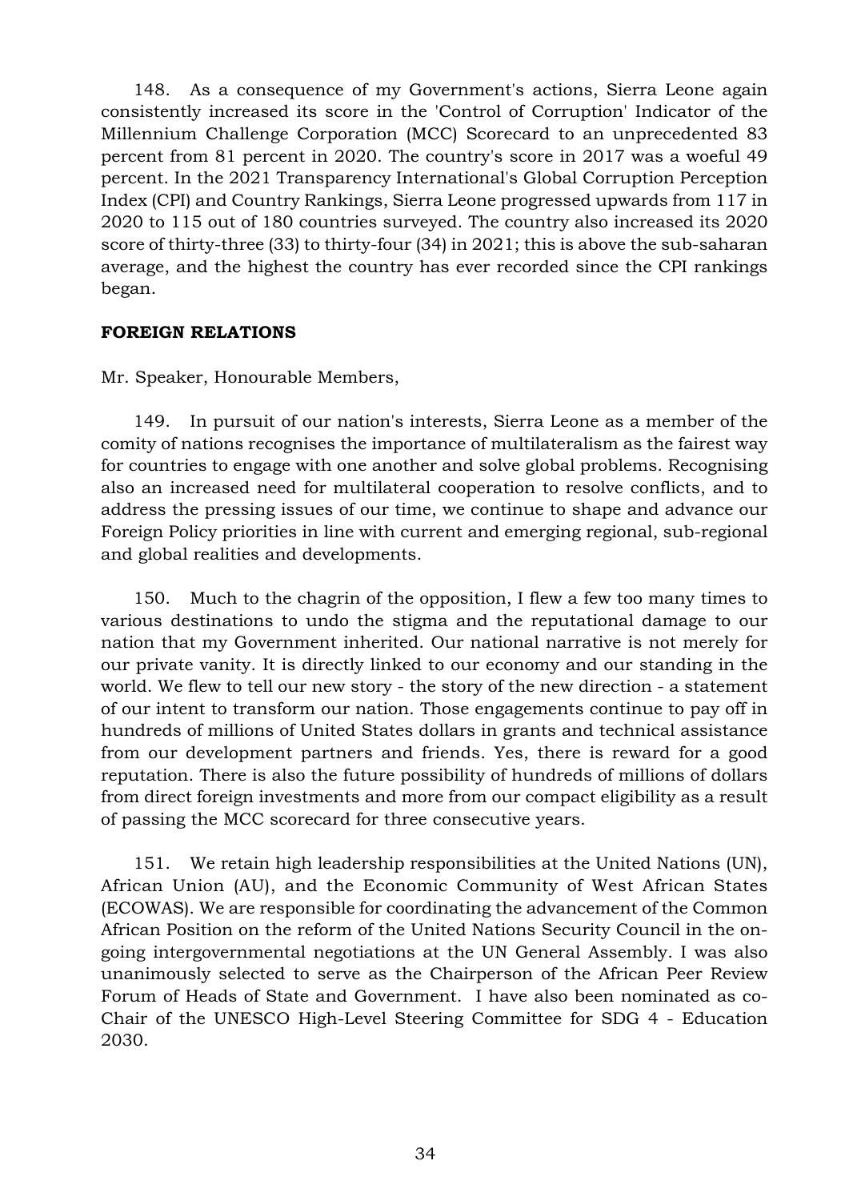148. As a consequence of my Government's actions, Sierra Leone again consistently increased its score in the 'Control of Corruption' Indicator of the Millennium Challenge Corporation (MCC) Scorecard to an unprecedented 83 percent from 81 percent in 2020. The country's score in 2017 was a woeful 49 percent. In the 2021 Transparency International's Global Corruption Perception Index (CPI) and Country Rankings, Sierra Leone progressed upwards from 117 in 2020 to 115 out of 180 countries surveyed. The country also increased its 2020 score of thirty-three (33) to thirty-four (34) in 2021; this is above the sub-saharan average, and the highest the country has ever recorded since the CPI rankings began.

## FOREIGN RELATIONS

Mr. Speaker, Honourable Members,

149. In pursuit of our nation's interests, Sierra Leone as a member of the comity of nations recognises the importance of multilateralism as the fairest way for countries to engage with one another and solve global problems. Recognising also an increased need for multilateral cooperation to resolve conflicts, and to address the pressing issues of our time, we continue to shape and advance our Foreign Policy priorities in line with current and emerging regional, sub-regional and global realities and developments.

150. Much to the chagrin of the opposition, I flew a few too many times to various destinations to undo the stigma and the reputational damage to our nation that my Government inherited. Our national narrative is not merely for our private vanity. It is directly linked to our economy and our standing in the world. We flew to tell our new story - the story of the new direction - a statement of our intent to transform our nation. Those engagements continue to pay off in hundreds of millions of United States dollars in grants and technical assistance from our development partners and friends. Yes, there is reward for a good reputation. There is also the future possibility of hundreds of millions of dollars from direct foreign investments and more from our compact eligibility as a result of passing the MCC scorecard for three consecutive years.

151. We retain high leadership responsibilities at the United Nations (UN), African Union (AU), and the Economic Community of West African States (ECOWAS). We are responsible for coordinating the advancement of the Common African Position on the reform of the United Nations Security Council in the on-going intergovernmental negotiations at the UN General Assembly. I was also unanimously selected to serve as the Chairperson of the African Peer Review Forum of Heads of State and Government. I have also been nominated as co-Chair of the UNESCO High-Level Steering Committee for SDG 4 - Education 2030.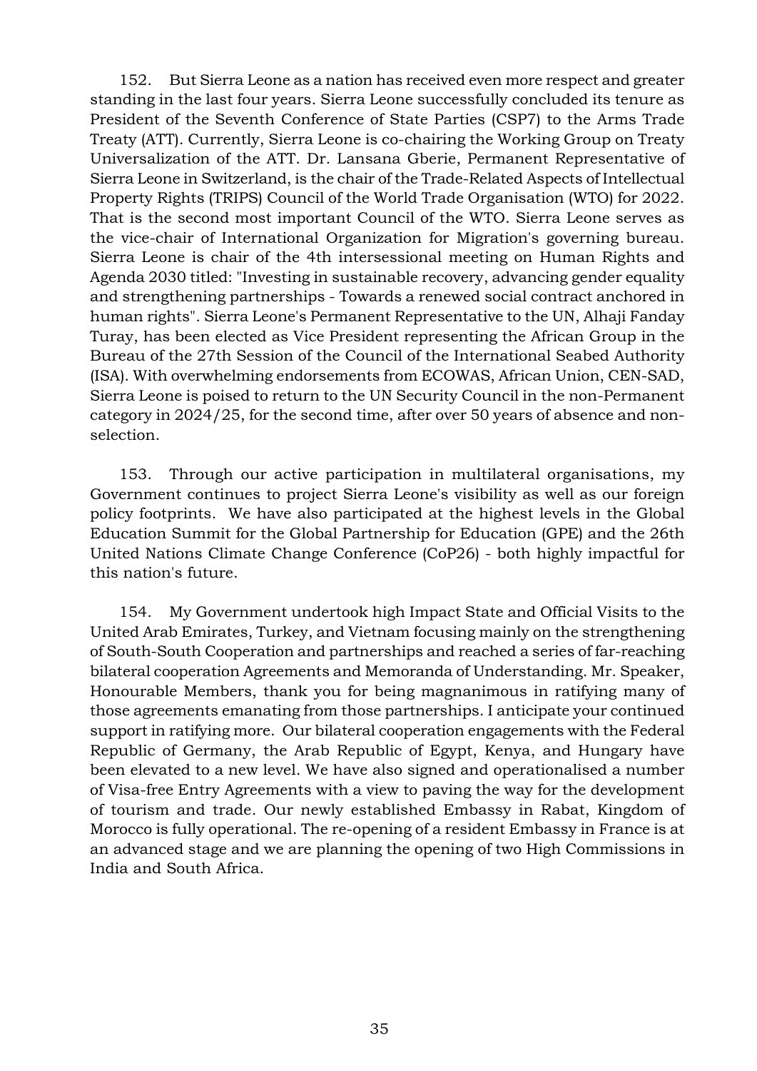152. But Sierra Leone as a nation has received even more respect and greater standing in the last four years. Sierra Leone successfully concluded its tenure as President of the Seventh Conference of State Parties (CSP7) to the Arms Trade Treaty (ATT). Currently, Sierra Leone is co-chairing the Working Group on Treaty Universalization of the ATT. Dr. Lansana Gberie, Permanent Representative of Sierra Leone in Switzerland, is the chair of the Trade-Related Aspects of Intellectual Property Rights (TRIPS) Council of the World Trade Organisation (WTO) for 2022. That is the second most important Council of the WTO. Sierra Leone serves as the vice-chair of International Organization for Migration's governing bureau. Sierra Leone is chair of the 4th intersessional meeting on Human Rights and Agenda 2030 titled: "Investing in sustainable recovery, advancing gender equality and strengthening partnerships - Towards a renewed social contract anchored in human rights". Sierra Leone's Permanent Representative to the UN, Alhaji Fanday Turay, has been elected as Vice President representing the African Group in the Bureau of the 27th Session of the Council of the International Seabed Authority (ISA). With overwhelming endorsements from ECOWAS, African Union, CEN-SAD, Sierra Leone is poised to return to the UN Security Council in the non-Permanent category in 2024/25, for the second time, after over 50 years of absence and non-selection.

153. Through our active participation in multilateral organisations, my Government continues to project Sierra Leone's visibility as well as our foreign policy footprints. We have also participated at the highest levels in the Global Education Summit for the Global Partnership for Education (GPE) and the 26th United Nations Climate Change Conference (CoP26) - both highly impactful for this nation's future.

154. My Government undertook high Impact State and Official Visits to the United Arab Emirates, Turkey, and Vietnam focusing mainly on the strengthening of South-South Cooperation and partnerships and reached a series of far-reaching bilateral cooperation Agreements and Memoranda of Understanding. Mr. Speaker, Honourable Members, thank you for being magnanimous in ratifying many of those agreements emanating from those partnerships. I anticipate your continued support in ratifying more. Our bilateral cooperation engagements with the Federal Republic of Germany, the Arab Republic of Egypt, Kenya, and Hungary have been elevated to a new level. We have also signed and operationalised a number of Visa-free Entry Agreements with a view to paving the way for the development of tourism and trade. Our newly established Embassy in Rabat, Kingdom of Morocco is fully operational. The re-opening of a resident Embassy in France is at an advanced stage and we are planning the opening of two High Commissions in India and South Africa.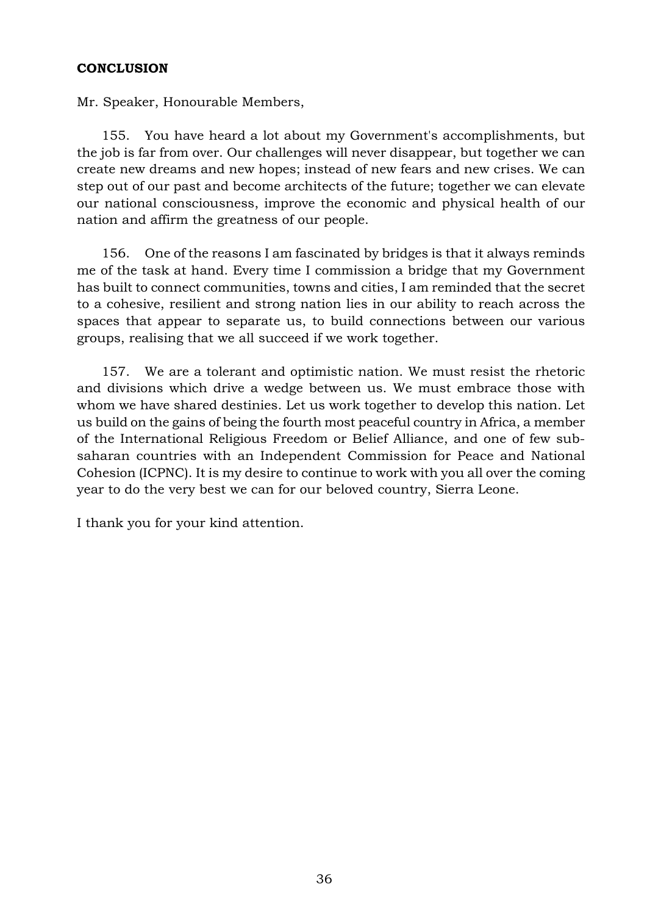## CONCLUSION

Mr. Speaker, Honourable Members,

155. You have heard a lot about my Government's accomplishments, but the job is far from over. Our challenges will never disappear, but together we can create new dreams and new hopes; instead of new fears and new crises. We can step out of our past and become architects of the future; together we can elevate our national consciousness, improve the economic and physical health of our nation and affirm the greatness of our people.

156. One of the reasons I am fascinated by bridges is that it always reminds me of the task at hand. Every time I commission a bridge that my Government has built to connect communities, towns and cities, I am reminded that the secret to a cohesive, resilient and strong nation lies in our ability to reach across the spaces that appear to separate us, to build connections between our various groups, realising that we all succeed if we work together.

157. We are a tolerant and optimistic nation. We must resist the rhetoric and divisions which drive a wedge between us. We must embrace those with whom we have shared destinies. Let us work together to develop this nation. Let us build on the gains of being the fourth most peaceful country in Africa, a member of the International Religious Freedom or Belief Alliance, and one of few sub-saharan countries with an Independent Commission for Peace and National Cohesion (ICPNC). It is my desire to continue to work with you all over the coming year to do the very best we can for our beloved country, Sierra Leone.

I thank you for your kind attention.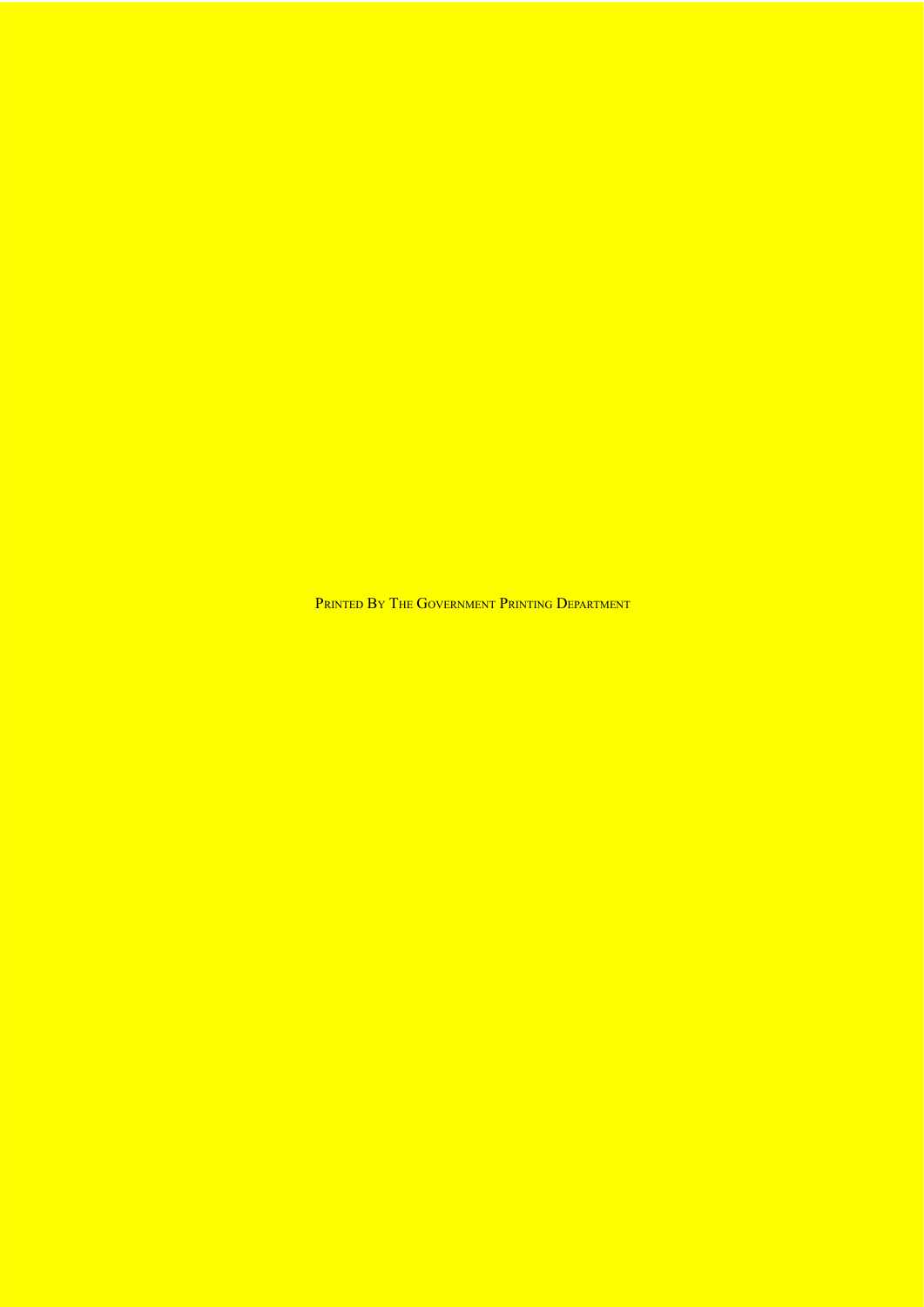Printed By The Government Printing Department